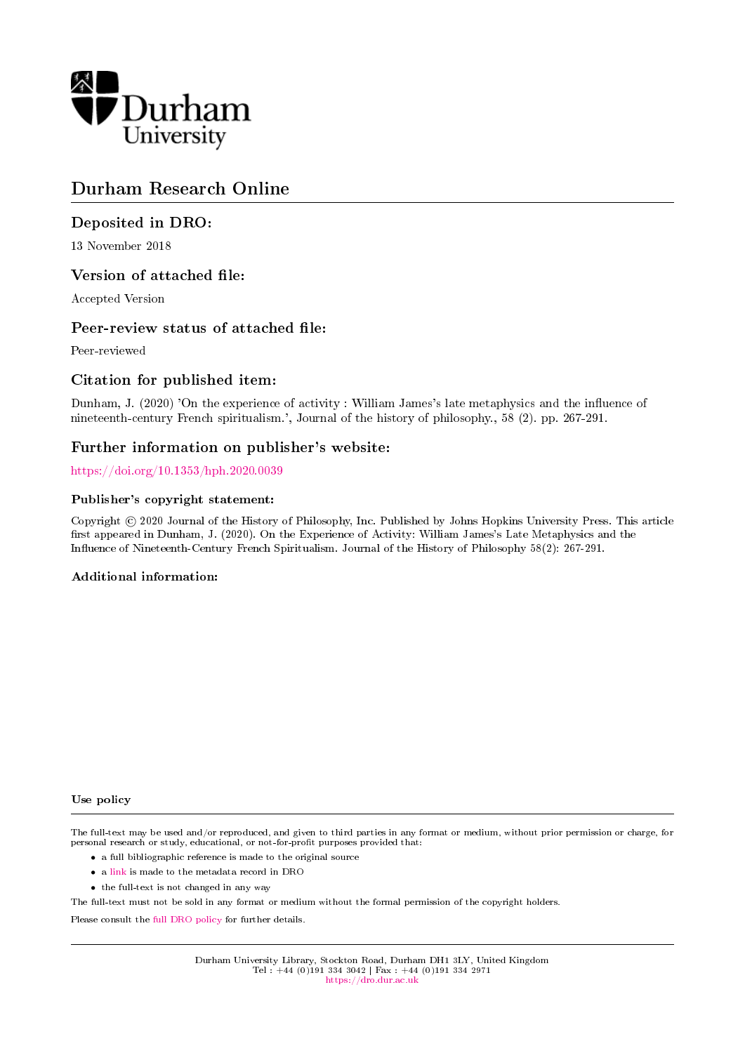Durham University

# Durham Research Online

## Deposited in DRO:

13 November 2018

## Version of attached file:

Accepted Version

## Peer-review status of attached file:

Peer-reviewed

## Citation for published item:

Dunham, J. (2020) 'On the experience of activity : William James's late metaphysics and the influence of nineteenth-century French spiritualism.', Journal of the history of philosophy., 58 (2). pp. 267-291.

## Further information on publisher's website:

https://doi.org/10.1353/hph.2020.0039

### Publisher's copyright statement:

Copyright © 2020 Journal of the History of Philosophy, Inc. Published by Johns Hopkins University Press. This article first appeared in Dunham, J. (2020). On the Experience of Activity: William James's Late Metaphysics and the Influence of Nineteenth-Century French Spiritualism. Journal of the History of Philosophy 58(2): 267-291.

### Additional information:

#### Use policy

The full-text may be used and/or reproduced, and given to third parties in any format or medium, without prior permission or charge, for personal research or study, educational, or not-for-profit purposes provided that:

- a full bibliographic reference is made to the original source
- a link is made to the metadata record in DRO
- the full-text is not changed in any way

The full-text must not be sold in any format or medium without the formal permission of the copyright holders.

Please consult the full DRO policy for further details.

Durham University Library, Stockton Road, Durham DH1 3LY, United Kingdom
Tel : +44 (0)191 334 3042 | Fax : +44 (0)191 334 2971
https://dro.dur.ac.uk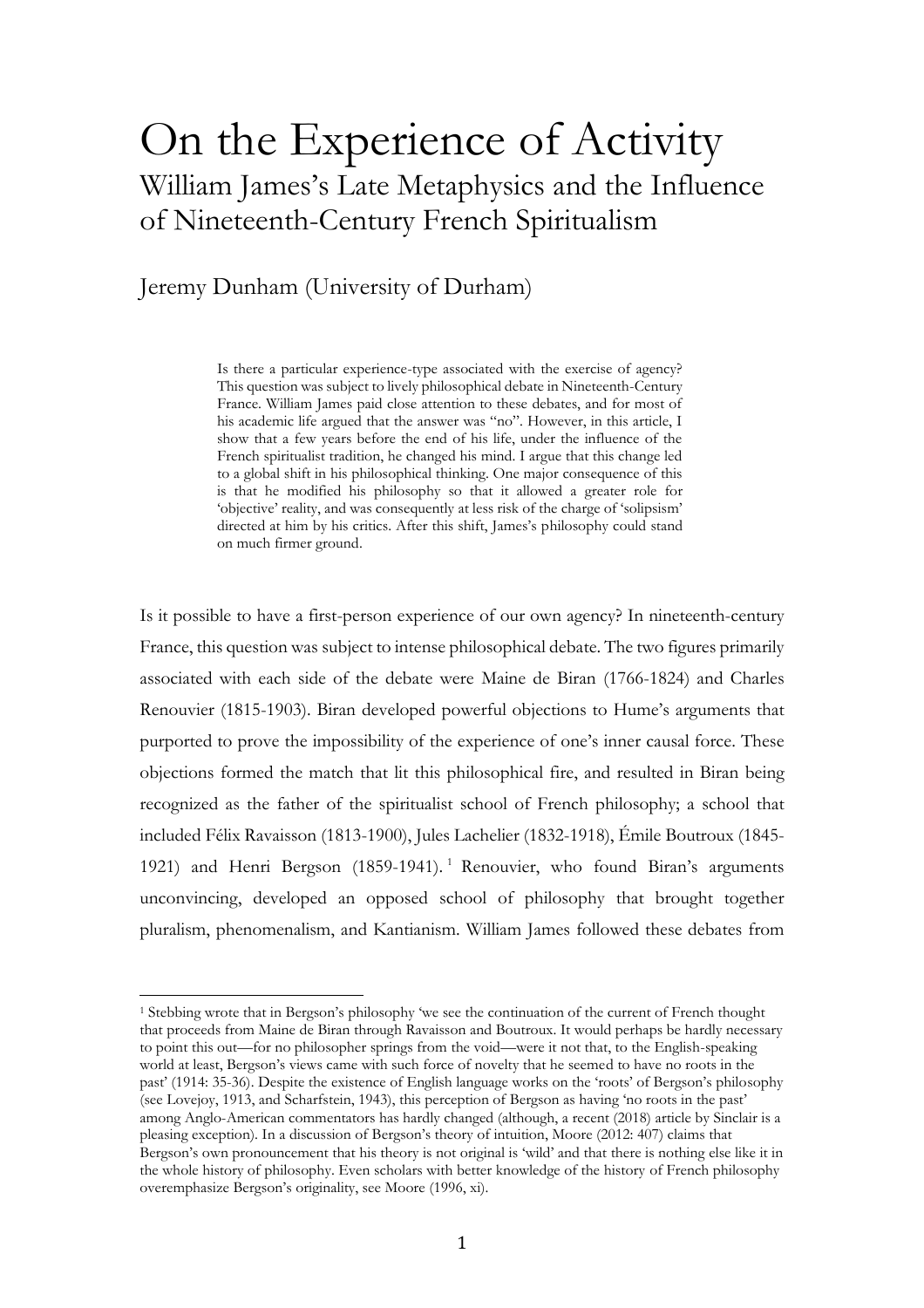# On the Experience of Activity

## William James's Late Metaphysics and the Influence of Nineteenth-Century French Spiritualism

Jeremy Dunham (University of Durham)

> Is there a particular experience-type associated with the exercise of agency? This question was subject to lively philosophical debate in Nineteenth-Century France. William James paid close attention to these debates, and for most of his academic life argued that the answer was "no". However, in this article, I show that a few years before the end of his life, under the influence of the French spiritualist tradition, he changed his mind. I argue that this change led to a global shift in his philosophical thinking. One major consequence of this is that he modified his philosophy so that it allowed a greater role for 'objective' reality, and was consequently at less risk of the charge of 'solipsism' directed at him by his critics. After this shift, James's philosophy could stand on much firmer ground.

Is it possible to have a first-person experience of our own agency? In nineteenth-century France, this question was subject to intense philosophical debate. The two figures primarily associated with each side of the debate were Maine de Biran (1766-1824) and Charles Renouvier (1815-1903). Biran developed powerful objections to Hume's arguments that purported to prove the impossibility of the experience of one's inner causal force. These objections formed the match that lit this philosophical fire, and resulted in Biran being recognized as the father of the spiritualist school of French philosophy; a school that included Félix Ravaisson (1813-1900), Jules Lachelier (1832-1918), Émile Boutroux (1845-1921) and Henri Bergson (1859-1941).[1] Renouvier, who found Biran's arguments unconvincing, developed an opposed school of philosophy that brought together pluralism, phenomenalism, and Kantianism. William James followed these debates from

---

[1] Stebbing wrote that in Bergson's philosophy 'we see the continuation of the current of French thought that proceeds from Maine de Biran through Ravaisson and Boutroux. It would perhaps be hardly necessary to point this out—for no philosopher springs from the void—were it not that, to the English-speaking world at least, Bergson's views came with such force of novelty that he seemed to have no roots in the past' (1914: 35-36). Despite the existence of English language works on the 'roots' of Bergson's philosophy (see Lovejoy, 1913, and Scharfstein, 1943), this perception of Bergson as having 'no roots in the past' among Anglo-American commentators has hardly changed (although, a recent (2018) article by Sinclair is a pleasing exception). In a discussion of Bergson's theory of intuition, Moore (2012: 407) claims that Bergson's own pronouncement that his theory is not original is 'wild' and that there is nothing else like it in the whole history of philosophy. Even scholars with better knowledge of the history of French philosophy overemphasize Bergson's originality, see Moore (1996, xi).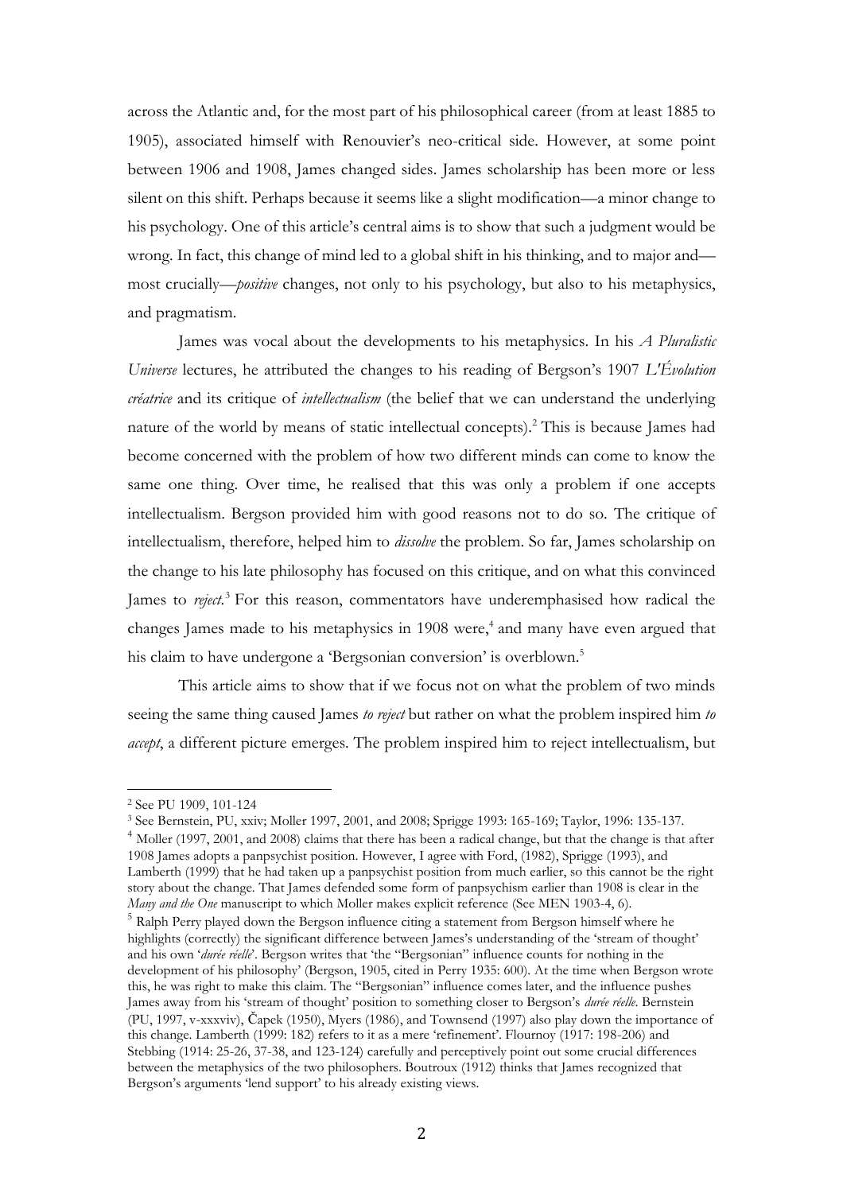across the Atlantic and, for the most part of his philosophical career (from at least 1885 to 1905), associated himself with Renouvier's neo-critical side. However, at some point between 1906 and 1908, James changed sides. James scholarship has been more or less silent on this shift. Perhaps because it seems like a slight modification—a minor change to his psychology. One of this article's central aims is to show that such a judgment would be wrong. In fact, this change of mind led to a global shift in his thinking, and to major and—most crucially—*positive* changes, not only to his psychology, but also to his metaphysics, and pragmatism.

James was vocal about the developments to his metaphysics. In his *A Pluralistic Universe* lectures, he attributed the changes to his reading of Bergson's 1907 *L'Évolution créatrice* and its critique of *intellectualism* (the belief that we can understand the underlying nature of the world by means of static intellectual concepts).[2] This is because James had become concerned with the problem of how two different minds can come to know the same one thing. Over time, he realised that this was only a problem if one accepts intellectualism. Bergson provided him with good reasons not to do so. The critique of intellectualism, therefore, helped him to *dissolve* the problem. So far, James scholarship on the change to his late philosophy has focused on this critique, and on what this convinced James to *reject*.[3] For this reason, commentators have underemphasised how radical the changes James made to his metaphysics in 1908 were,[4] and many have even argued that his claim to have undergone a 'Bergsonian conversion' is overblown.[5]

This article aims to show that if we focus not on what the problem of two minds seeing the same thing caused James *to reject* but rather on what the problem inspired him *to accept*, a different picture emerges. The problem inspired him to reject intellectualism, but

[2] See PU 1909, 101-124

[3] See Bernstein, PU, xxiv; Moller 1997, 2001, and 2008; Sprigge 1993: 165-169; Taylor, 1996: 135-137.

[4] Moller (1997, 2001, and 2008) claims that there has been a radical change, but that the change is that after 1908 James adopts a panpsychist position. However, I agree with Ford, (1982), Sprigge (1993), and Lamberth (1999) that he had taken up a panpsychist position from much earlier, so this cannot be the right story about the change. That James defended some form of panpsychism earlier than 1908 is clear in the *Many and the One* manuscript to which Moller makes explicit reference (See MEN 1903-4, 6).

[5] Ralph Perry played down the Bergson influence citing a statement from Bergson himself where he highlights (correctly) the significant difference between James's understanding of the 'stream of thought' and his own '*durée réelle*'. Bergson writes that 'the "Bergsonian" influence counts for nothing in the development of his philosophy' (Bergson, 1905, cited in Perry 1935: 600). At the time when Bergson wrote this, he was right to make this claim. The "Bergsonian" influence comes later, and the influence pushes James away from his 'stream of thought' position to something closer to Bergson's *durée réelle*. Bernstein (PU, 1997, v-xxxviv), Čapek (1950), Myers (1986), and Townsend (1997) also play down the importance of this change. Lamberth (1999: 182) refers to it as a mere 'refinement'. Flournoy (1917: 198-206) and Stebbing (1914: 25-26, 37-38, and 123-124) carefully and perceptively point out some crucial differences between the metaphysics of the two philosophers. Boutroux (1912) thinks that James recognized that Bergson's arguments 'lend support' to his already existing views.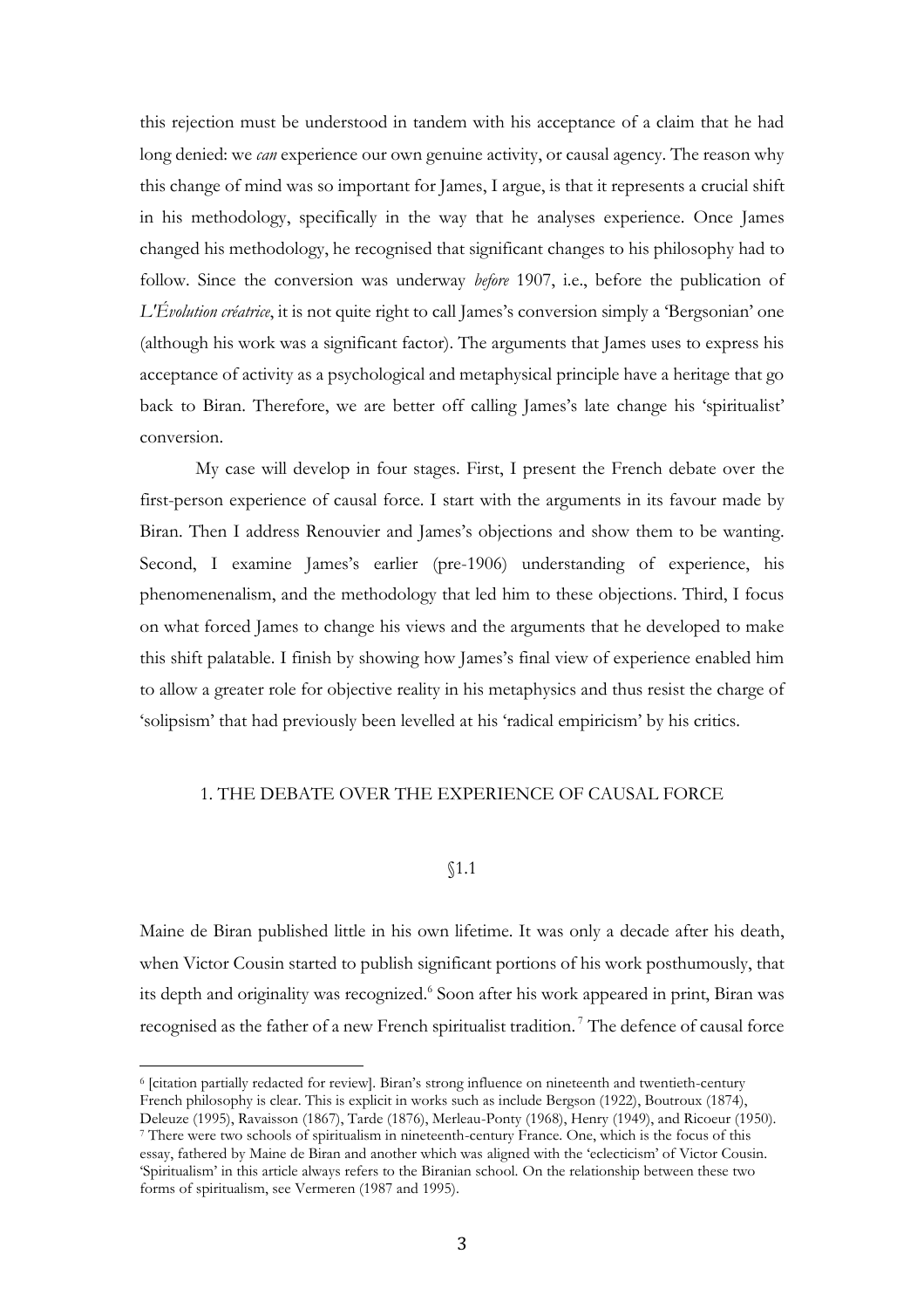this rejection must be understood in tandem with his acceptance of a claim that he had long denied: we *can* experience our own genuine activity, or causal agency. The reason why this change of mind was so important for James, I argue, is that it represents a crucial shift in his methodology, specifically in the way that he analyses experience. Once James changed his methodology, he recognised that significant changes to his philosophy had to follow. Since the conversion was underway *before* 1907, i.e., before the publication of *L'Évolution créatrice*, it is not quite right to call James's conversion simply a 'Bergsonian' one (although his work was a significant factor). The arguments that James uses to express his acceptance of activity as a psychological and metaphysical principle have a heritage that go back to Biran. Therefore, we are better off calling James's late change his 'spiritualist' conversion.

My case will develop in four stages. First, I present the French debate over the first-person experience of causal force. I start with the arguments in its favour made by Biran. Then I address Renouvier and James's objections and show them to be wanting. Second, I examine James's earlier (pre-1906) understanding of experience, his phenomenenalism, and the methodology that led him to these objections. Third, I focus on what forced James to change his views and the arguments that he developed to make this shift palatable. I finish by showing how James's final view of experience enabled him to allow a greater role for objective reality in his metaphysics and thus resist the charge of 'solipsism' that had previously been levelled at his 'radical empiricism' by his critics.

## 1. THE DEBATE OVER THE EXPERIENCE OF CAUSAL FORCE

### §1.1

Maine de Biran published little in his own lifetime. It was only a decade after his death, when Victor Cousin started to publish significant portions of his work posthumously, that its depth and originality was recognized.[6] Soon after his work appeared in print, Biran was recognised as the father of a new French spiritualist tradition.[7] The defence of causal force

[6] [citation partially redacted for review]. Biran's strong influence on nineteenth and twentieth-century French philosophy is clear. This is explicit in works such as include Bergson (1922), Boutroux (1874), Deleuze (1995), Ravaisson (1867), Tarde (1876), Merleau-Ponty (1968), Henry (1949), and Ricoeur (1950).

[7] There were two schools of spiritualism in nineteenth-century France. One, which is the focus of this essay, fathered by Maine de Biran and another which was aligned with the 'eclecticism' of Victor Cousin. 'Spiritualism' in this article always refers to the Biranian school. On the relationship between these two forms of spiritualism, see Vermeren (1987 and 1995).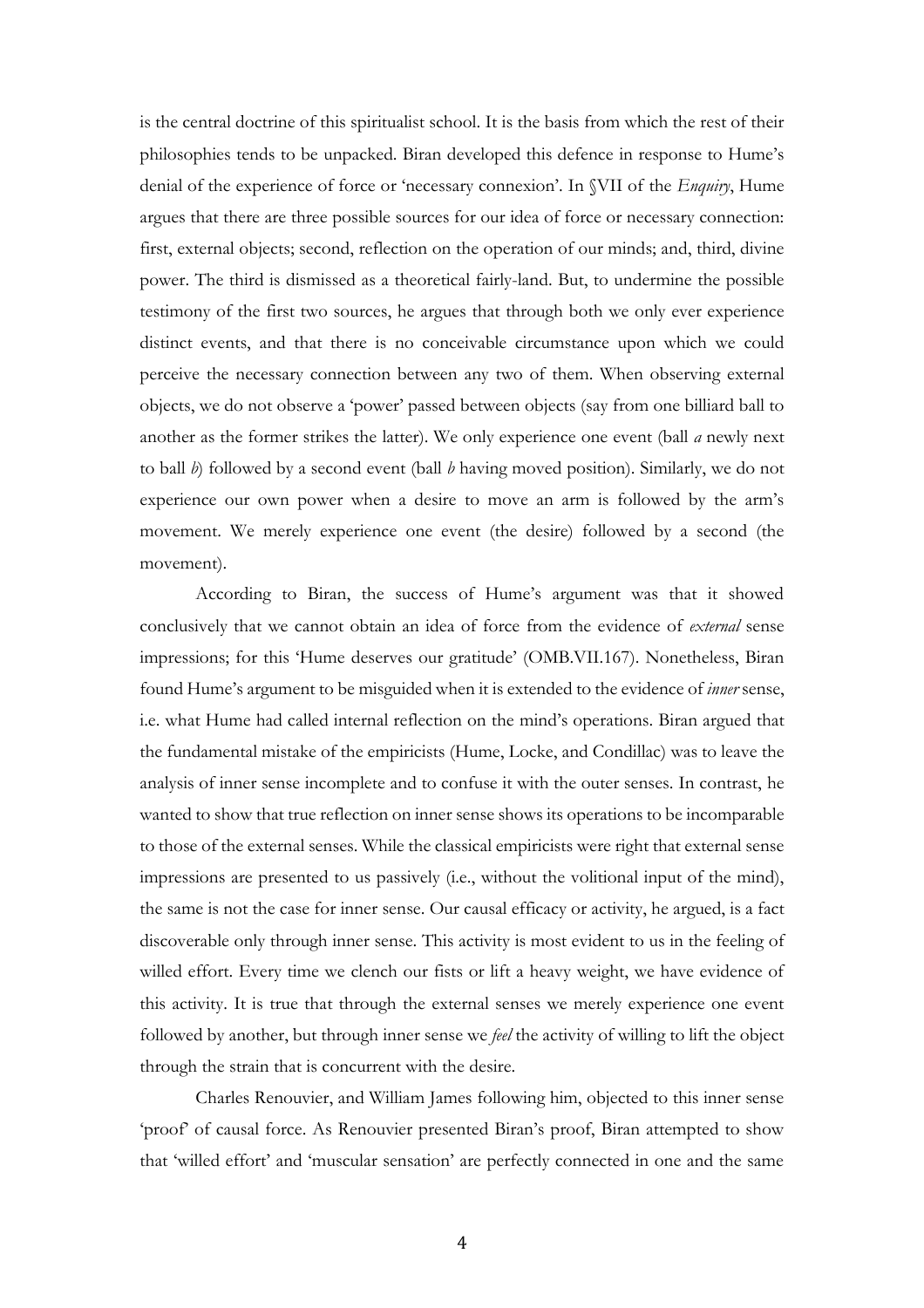is the central doctrine of this spiritualist school. It is the basis from which the rest of their philosophies tends to be unpacked. Biran developed this defence in response to Hume's denial of the experience of force or 'necessary connexion'. In §VII of the *Enquiry*, Hume argues that there are three possible sources for our idea of force or necessary connection: first, external objects; second, reflection on the operation of our minds; and, third, divine power. The third is dismissed as a theoretical fairly-land. But, to undermine the possible testimony of the first two sources, he argues that through both we only ever experience distinct events, and that there is no conceivable circumstance upon which we could perceive the necessary connection between any two of them. When observing external objects, we do not observe a 'power' passed between objects (say from one billiard ball to another as the former strikes the latter). We only experience one event (ball *a* newly next to ball *b*) followed by a second event (ball *b* having moved position). Similarly, we do not experience our own power when a desire to move an arm is followed by the arm's movement. We merely experience one event (the desire) followed by a second (the movement).

According to Biran, the success of Hume's argument was that it showed conclusively that we cannot obtain an idea of force from the evidence of *external* sense impressions; for this 'Hume deserves our gratitude' (OMB.VII.167). Nonetheless, Biran found Hume's argument to be misguided when it is extended to the evidence of *inner* sense, i.e. what Hume had called internal reflection on the mind's operations. Biran argued that the fundamental mistake of the empiricists (Hume, Locke, and Condillac) was to leave the analysis of inner sense incomplete and to confuse it with the outer senses. In contrast, he wanted to show that true reflection on inner sense shows its operations to be incomparable to those of the external senses. While the classical empiricists were right that external sense impressions are presented to us passively (i.e., without the volitional input of the mind), the same is not the case for inner sense. Our causal efficacy or activity, he argued, is a fact discoverable only through inner sense. This activity is most evident to us in the feeling of willed effort. Every time we clench our fists or lift a heavy weight, we have evidence of this activity. It is true that through the external senses we merely experience one event followed by another, but through inner sense we *feel* the activity of willing to lift the object through the strain that is concurrent with the desire.

Charles Renouvier, and William James following him, objected to this inner sense 'proof' of causal force. As Renouvier presented Biran's proof, Biran attempted to show that 'willed effort' and 'muscular sensation' are perfectly connected in one and the same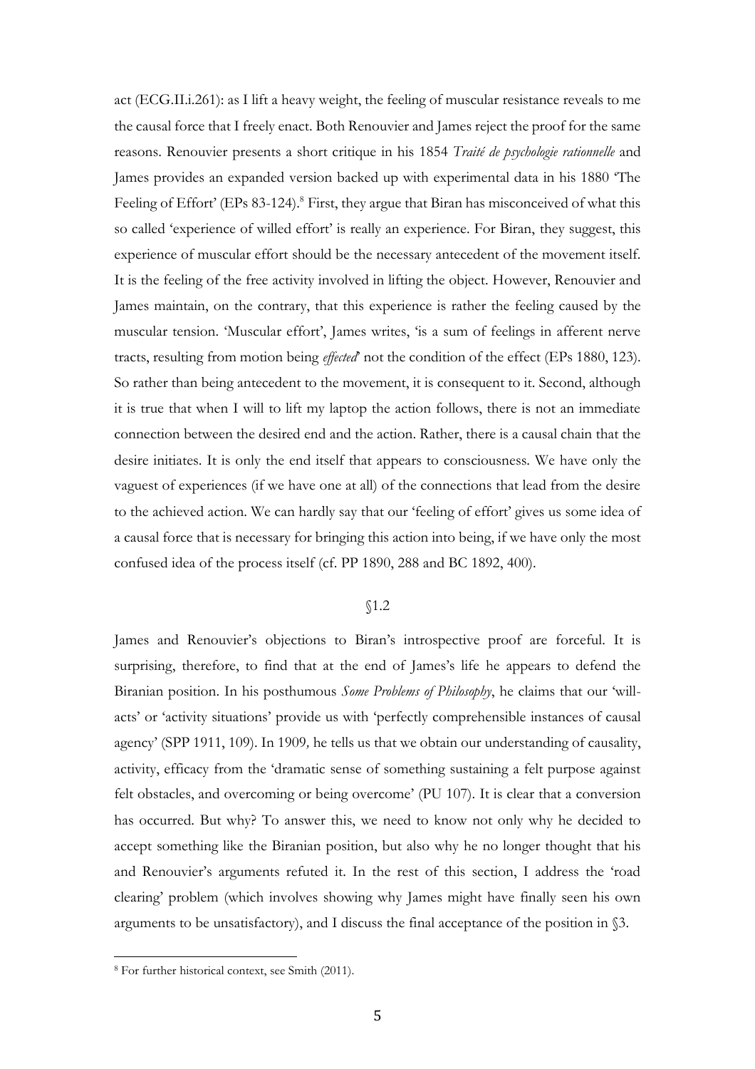act (ECG.II.i.261): as I lift a heavy weight, the feeling of muscular resistance reveals to me the causal force that I freely enact. Both Renouvier and James reject the proof for the same reasons. Renouvier presents a short critique in his 1854 *Traité de psychologie rationnelle* and James provides an expanded version backed up with experimental data in his 1880 'The Feeling of Effort' (EPs 83-124).[8] First, they argue that Biran has misconceived of what this so called 'experience of willed effort' is really an experience. For Biran, they suggest, this experience of muscular effort should be the necessary antecedent of the movement itself. It is the feeling of the free activity involved in lifting the object. However, Renouvier and James maintain, on the contrary, that this experience is rather the feeling caused by the muscular tension. 'Muscular effort', James writes, 'is a sum of feelings in afferent nerve tracts, resulting from motion being *effected*' not the condition of the effect (EPs 1880, 123). So rather than being antecedent to the movement, it is consequent to it. Second, although it is true that when I will to lift my laptop the action follows, there is not an immediate connection between the desired end and the action. Rather, there is a causal chain that the desire initiates. It is only the end itself that appears to consciousness. We have only the vaguest of experiences (if we have one at all) of the connections that lead from the desire to the achieved action. We can hardly say that our 'feeling of effort' gives us some idea of a causal force that is necessary for bringing this action into being, if we have only the most confused idea of the process itself (cf. PP 1890, 288 and BC 1892, 400).

§1.2

James and Renouvier's objections to Biran's introspective proof are forceful. It is surprising, therefore, to find that at the end of James's life he appears to defend the Biranian position. In his posthumous *Some Problems of Philosophy*, he claims that our 'will-acts' or 'activity situations' provide us with 'perfectly comprehensible instances of causal agency' (SPP 1911, 109). In 1909, he tells us that we obtain our understanding of causality, activity, efficacy from the 'dramatic sense of something sustaining a felt purpose against felt obstacles, and overcoming or being overcome' (PU 107). It is clear that a conversion has occurred. But why? To answer this, we need to know not only why he decided to accept something like the Biranian position, but also why he no longer thought that his and Renouvier's arguments refuted it. In the rest of this section, I address the 'road clearing' problem (which involves showing why James might have finally seen his own arguments to be unsatisfactory), and I discuss the final acceptance of the position in §3.

---

[8] For further historical context, see Smith (2011).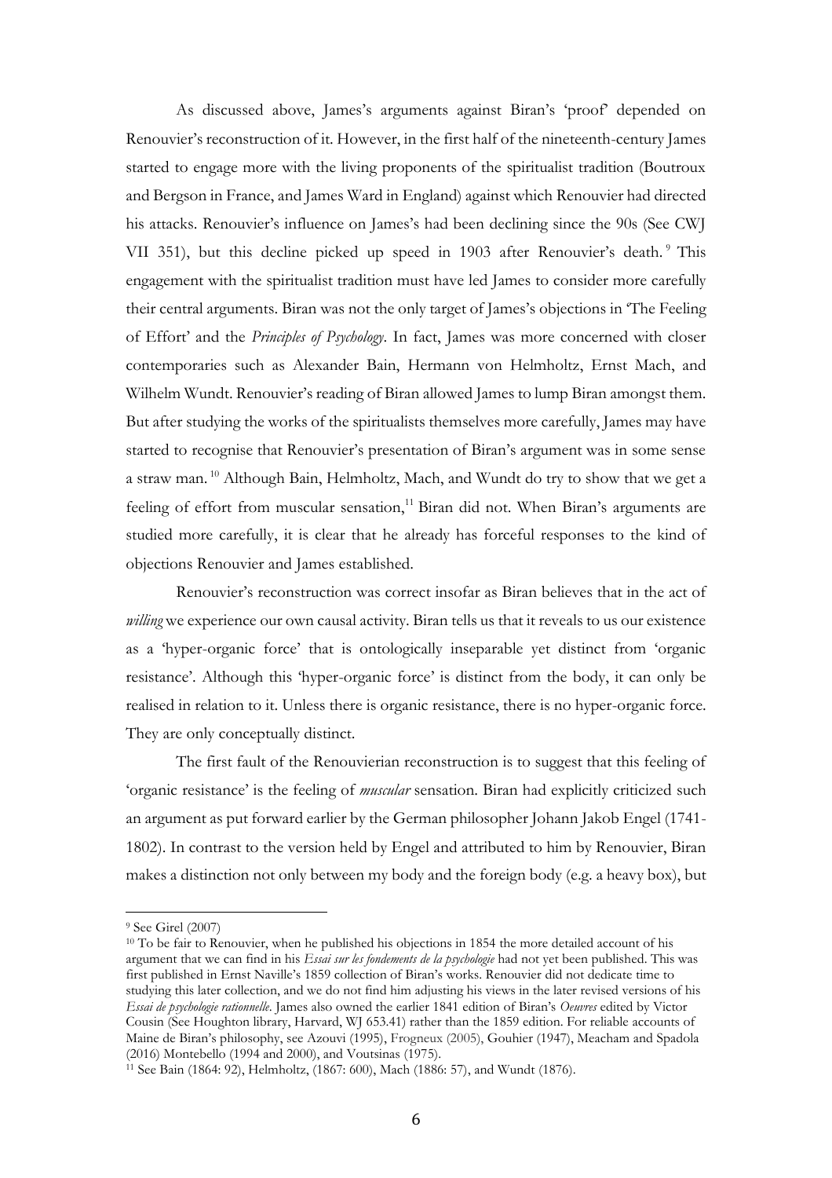As discussed above, James's arguments against Biran's 'proof' depended on Renouvier's reconstruction of it. However, in the first half of the nineteenth-century James started to engage more with the living proponents of the spiritualist tradition (Boutroux and Bergson in France, and James Ward in England) against which Renouvier had directed his attacks. Renouvier's influence on James's had been declining since the 90s (See CWJ VII 351), but this decline picked up speed in 1903 after Renouvier's death.[9] This engagement with the spiritualist tradition must have led James to consider more carefully their central arguments. Biran was not the only target of James's objections in 'The Feeling of Effort' and the *Principles of Psychology*. In fact, James was more concerned with closer contemporaries such as Alexander Bain, Hermann von Helmholtz, Ernst Mach, and Wilhelm Wundt. Renouvier's reading of Biran allowed James to lump Biran amongst them. But after studying the works of the spiritualists themselves more carefully, James may have started to recognise that Renouvier's presentation of Biran's argument was in some sense a straw man.[10] Although Bain, Helmholtz, Mach, and Wundt do try to show that we get a feeling of effort from muscular sensation,[11] Biran did not. When Biran's arguments are studied more carefully, it is clear that he already has forceful responses to the kind of objections Renouvier and James established.

Renouvier's reconstruction was correct insofar as Biran believes that in the act of *willing* we experience our own causal activity. Biran tells us that it reveals to us our existence as a 'hyper-organic force' that is ontologically inseparable yet distinct from 'organic resistance'. Although this 'hyper-organic force' is distinct from the body, it can only be realised in relation to it. Unless there is organic resistance, there is no hyper-organic force. They are only conceptually distinct.

The first fault of the Renouvierian reconstruction is to suggest that this feeling of 'organic resistance' is the feeling of *muscular* sensation. Biran had explicitly criticized such an argument as put forward earlier by the German philosopher Johann Jakob Engel (1741-1802). In contrast to the version held by Engel and attributed to him by Renouvier, Biran makes a distinction not only between my body and the foreign body (e.g. a heavy box), but

---

[9] See Girel (2007)

[10] To be fair to Renouvier, when he published his objections in 1854 the more detailed account of his argument that we can find in his *Essai sur les fondements de la psychologie* had not yet been published. This was first published in Ernst Naville's 1859 collection of Biran's works. Renouvier did not dedicate time to studying this later collection, and we do not find him adjusting his views in the later revised versions of his *Essai de psychologie rationnelle*. James also owned the earlier 1841 edition of Biran's *Oeuvres* edited by Victor Cousin (See Houghton library, Harvard, WJ 653.41) rather than the 1859 edition. For reliable accounts of Maine de Biran's philosophy, see Azouvi (1995), Frogneux (2005), Gouhier (1947), Meacham and Spadola (2016) Montebello (1994 and 2000), and Voutsinas (1975).

[11] See Bain (1864: 92), Helmholtz, (1867: 600), Mach (1886: 57), and Wundt (1876).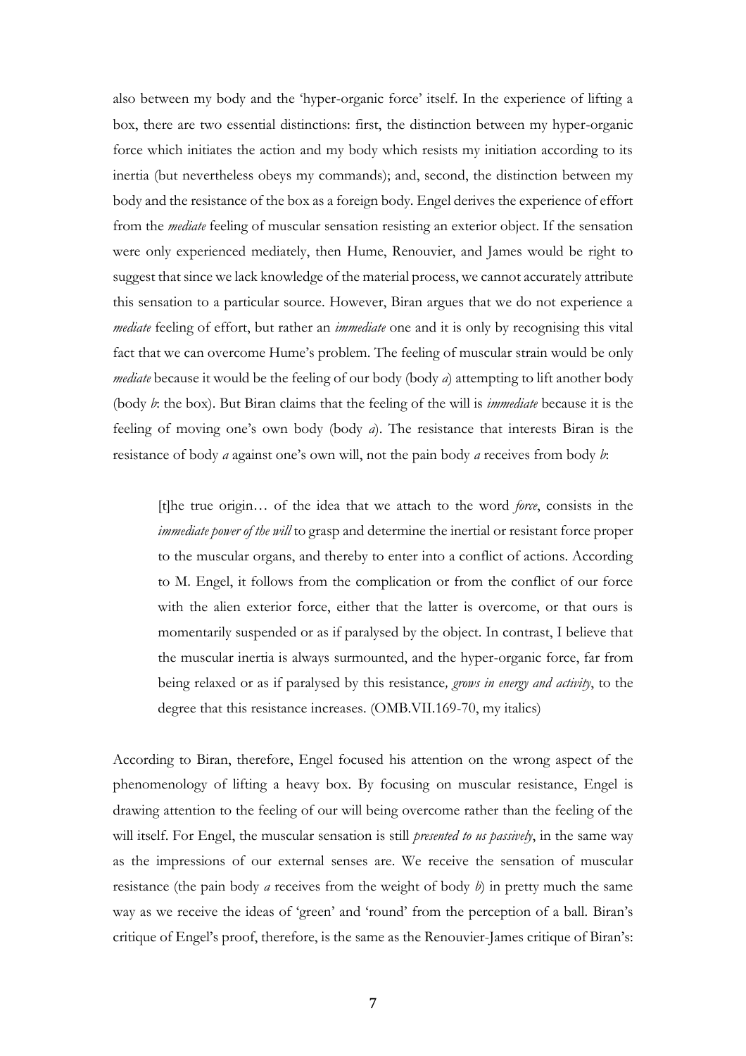also between my body and the 'hyper-organic force' itself. In the experience of lifting a box, there are two essential distinctions: first, the distinction between my hyper-organic force which initiates the action and my body which resists my initiation according to its inertia (but nevertheless obeys my commands); and, second, the distinction between my body and the resistance of the box as a foreign body. Engel derives the experience of effort from the *mediate* feeling of muscular sensation resisting an exterior object. If the sensation were only experienced mediately, then Hume, Renouvier, and James would be right to suggest that since we lack knowledge of the material process, we cannot accurately attribute this sensation to a particular source. However, Biran argues that we do not experience a *mediate* feeling of effort, but rather an *immediate* one and it is only by recognising this vital fact that we can overcome Hume's problem. The feeling of muscular strain would be only *mediate* because it would be the feeling of our body (body *a*) attempting to lift another body (body *b*: the box). But Biran claims that the feeling of the will is *immediate* because it is the feeling of moving one's own body (body *a*). The resistance that interests Biran is the resistance of body *a* against one's own will, not the pain body *a* receives from body *b*:

> [t]he true origin… of the idea that we attach to the word *force*, consists in the *immediate power of the will* to grasp and determine the inertial or resistant force proper to the muscular organs, and thereby to enter into a conflict of actions. According to M. Engel, it follows from the complication or from the conflict of our force with the alien exterior force, either that the latter is overcome, or that ours is momentarily suspended or as if paralysed by the object. In contrast, I believe that the muscular inertia is always surmounted, and the hyper-organic force, far from being relaxed or as if paralysed by this resistance*, grows in energy and activity*, to the degree that this resistance increases. (OMB.VII.169-70, my italics)

According to Biran, therefore, Engel focused his attention on the wrong aspect of the phenomenology of lifting a heavy box. By focusing on muscular resistance, Engel is drawing attention to the feeling of our will being overcome rather than the feeling of the will itself. For Engel, the muscular sensation is still *presented to us passively*, in the same way as the impressions of our external senses are. We receive the sensation of muscular resistance (the pain body *a* receives from the weight of body *b*) in pretty much the same way as we receive the ideas of 'green' and 'round' from the perception of a ball. Biran's critique of Engel's proof, therefore, is the same as the Renouvier-James critique of Biran's: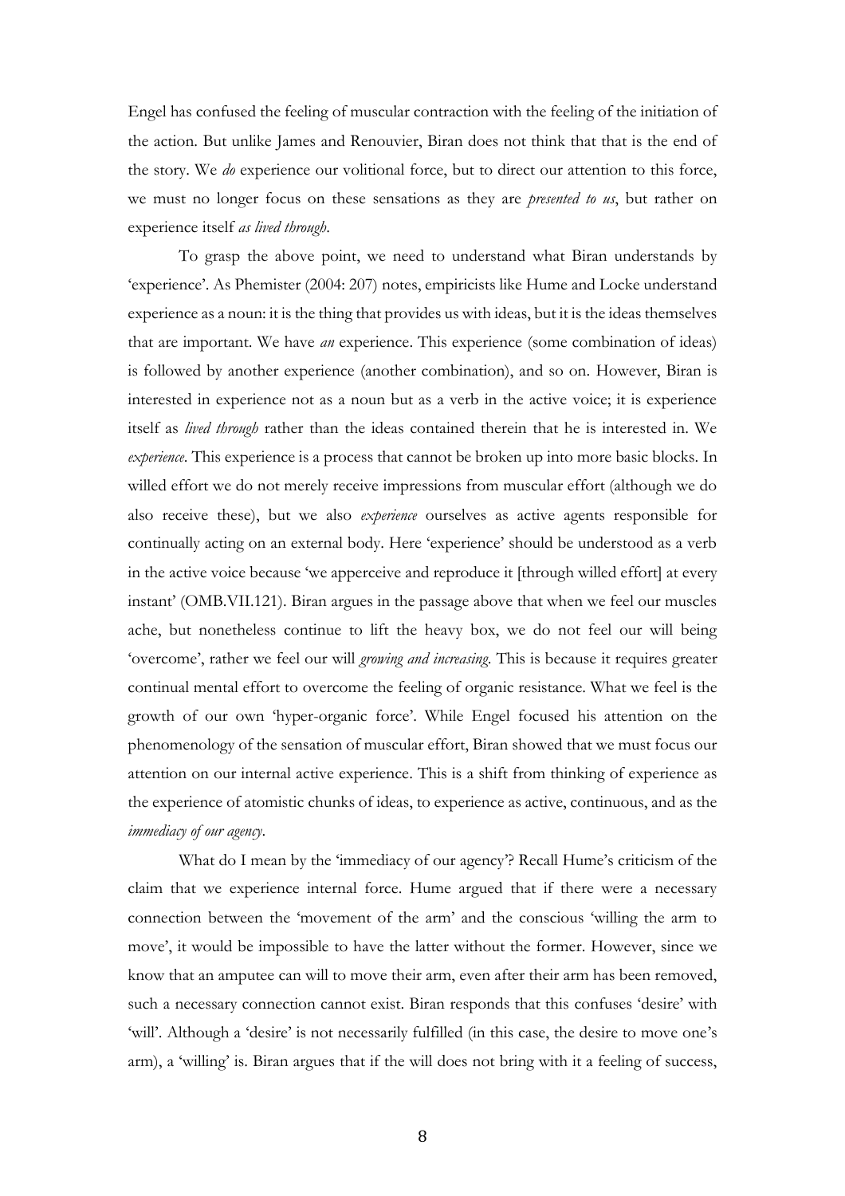Engel has confused the feeling of muscular contraction with the feeling of the initiation of the action. But unlike James and Renouvier, Biran does not think that that is the end of the story. We *do* experience our volitional force, but to direct our attention to this force, we must no longer focus on these sensations as they are *presented to us*, but rather on experience itself *as lived through*.

To grasp the above point, we need to understand what Biran understands by 'experience'. As Phemister (2004: 207) notes, empiricists like Hume and Locke understand experience as a noun: it is the thing that provides us with ideas, but it is the ideas themselves that are important. We have *an* experience. This experience (some combination of ideas) is followed by another experience (another combination), and so on. However, Biran is interested in experience not as a noun but as a verb in the active voice; it is experience itself as *lived through* rather than the ideas contained therein that he is interested in. We *experience*. This experience is a process that cannot be broken up into more basic blocks. In willed effort we do not merely receive impressions from muscular effort (although we do also receive these), but we also *experience* ourselves as active agents responsible for continually acting on an external body. Here 'experience' should be understood as a verb in the active voice because 'we apperceive and reproduce it [through willed effort] at every instant' (OMB.VII.121). Biran argues in the passage above that when we feel our muscles ache, but nonetheless continue to lift the heavy box, we do not feel our will being 'overcome', rather we feel our will *growing and increasing*. This is because it requires greater continual mental effort to overcome the feeling of organic resistance. What we feel is the growth of our own 'hyper-organic force'. While Engel focused his attention on the phenomenology of the sensation of muscular effort, Biran showed that we must focus our attention on our internal active experience. This is a shift from thinking of experience as the experience of atomistic chunks of ideas, to experience as active, continuous, and as the *immediacy of our agency*.

What do I mean by the 'immediacy of our agency'? Recall Hume's criticism of the claim that we experience internal force. Hume argued that if there were a necessary connection between the 'movement of the arm' and the conscious 'willing the arm to move', it would be impossible to have the latter without the former. However, since we know that an amputee can will to move their arm, even after their arm has been removed, such a necessary connection cannot exist. Biran responds that this confuses 'desire' with 'will'. Although a 'desire' is not necessarily fulfilled (in this case, the desire to move one's arm), a 'willing' is. Biran argues that if the will does not bring with it a feeling of success,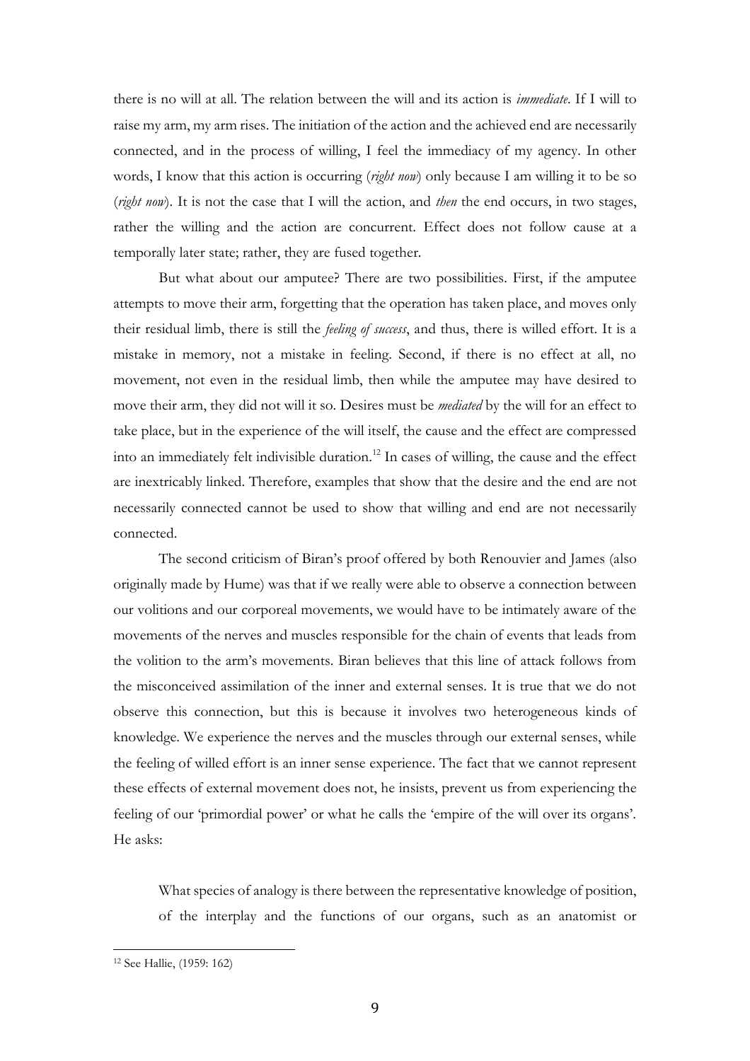there is no will at all. The relation between the will and its action is *immediate*. If I will to raise my arm, my arm rises. The initiation of the action and the achieved end are necessarily connected, and in the process of willing, I feel the immediacy of my agency. In other words, I know that this action is occurring (*right now*) only because I am willing it to be so (*right now*). It is not the case that I will the action, and *then* the end occurs, in two stages, rather the willing and the action are concurrent. Effect does not follow cause at a temporally later state; rather, they are fused together.

But what about our amputee? There are two possibilities. First, if the amputee attempts to move their arm, forgetting that the operation has taken place, and moves only their residual limb, there is still the *feeling of success*, and thus, there is willed effort. It is a mistake in memory, not a mistake in feeling. Second, if there is no effect at all, no movement, not even in the residual limb, then while the amputee may have desired to move their arm, they did not will it so. Desires must be *mediated* by the will for an effect to take place, but in the experience of the will itself, the cause and the effect are compressed into an immediately felt indivisible duration.[12] In cases of willing, the cause and the effect are inextricably linked. Therefore, examples that show that the desire and the end are not necessarily connected cannot be used to show that willing and end are not necessarily connected.

The second criticism of Biran's proof offered by both Renouvier and James (also originally made by Hume) was that if we really were able to observe a connection between our volitions and our corporeal movements, we would have to be intimately aware of the movements of the nerves and muscles responsible for the chain of events that leads from the volition to the arm's movements. Biran believes that this line of attack follows from the misconceived assimilation of the inner and external senses. It is true that we do not observe this connection, but this is because it involves two heterogeneous kinds of knowledge. We experience the nerves and the muscles through our external senses, while the feeling of willed effort is an inner sense experience. The fact that we cannot represent these effects of external movement does not, he insists, prevent us from experiencing the feeling of our 'primordial power' or what he calls the 'empire of the will over its organs'. He asks:

> What species of analogy is there between the representative knowledge of position, of the interplay and the functions of our organs, such as an anatomist or

[12] See Hallie, (1959: 162)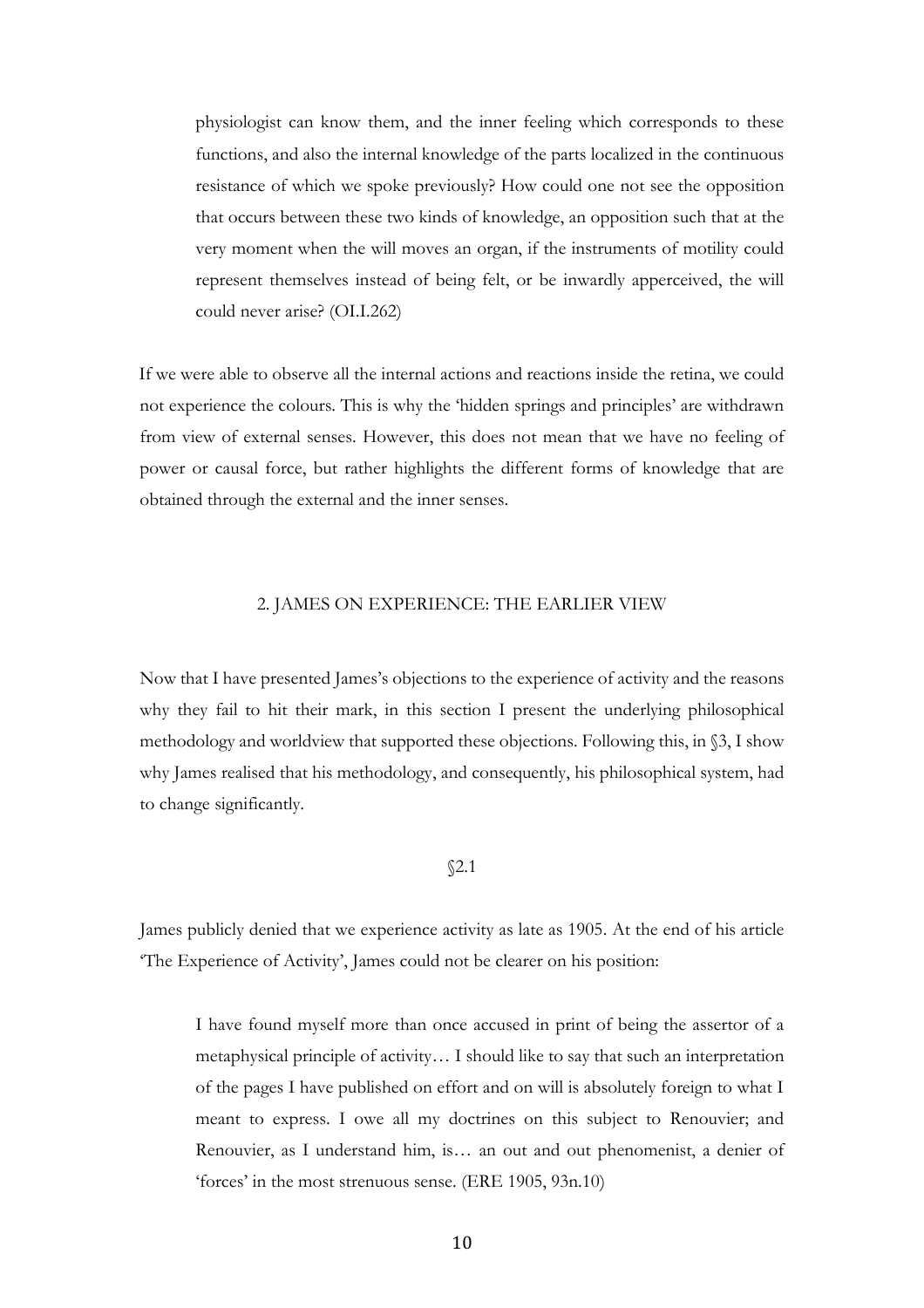> physiologist can know them, and the inner feeling which corresponds to these functions, and also the internal knowledge of the parts localized in the continuous resistance of which we spoke previously? How could one not see the opposition that occurs between these two kinds of knowledge, an opposition such that at the very moment when the will moves an organ, if the instruments of motility could represent themselves instead of being felt, or be inwardly apperceived, the will could never arise? (OI.I.262)

If we were able to observe all the internal actions and reactions inside the retina, we could not experience the colours. This is why the 'hidden springs and principles' are withdrawn from view of external senses. However, this does not mean that we have no feeling of power or causal force, but rather highlights the different forms of knowledge that are obtained through the external and the inner senses.

## 2. JAMES ON EXPERIENCE: THE EARLIER VIEW

Now that I have presented James's objections to the experience of activity and the reasons why they fail to hit their mark, in this section I present the underlying philosophical methodology and worldview that supported these objections. Following this, in §3, I show why James realised that his methodology, and consequently, his philosophical system, had to change significantly.

### §2.1

James publicly denied that we experience activity as late as 1905. At the end of his article 'The Experience of Activity', James could not be clearer on his position:

> I have found myself more than once accused in print of being the assertor of a metaphysical principle of activity… I should like to say that such an interpretation of the pages I have published on effort and on will is absolutely foreign to what I meant to express. I owe all my doctrines on this subject to Renouvier; and Renouvier, as I understand him, is… an out and out phenomenist, a denier of 'forces' in the most strenuous sense. (ERE 1905, 93n.10)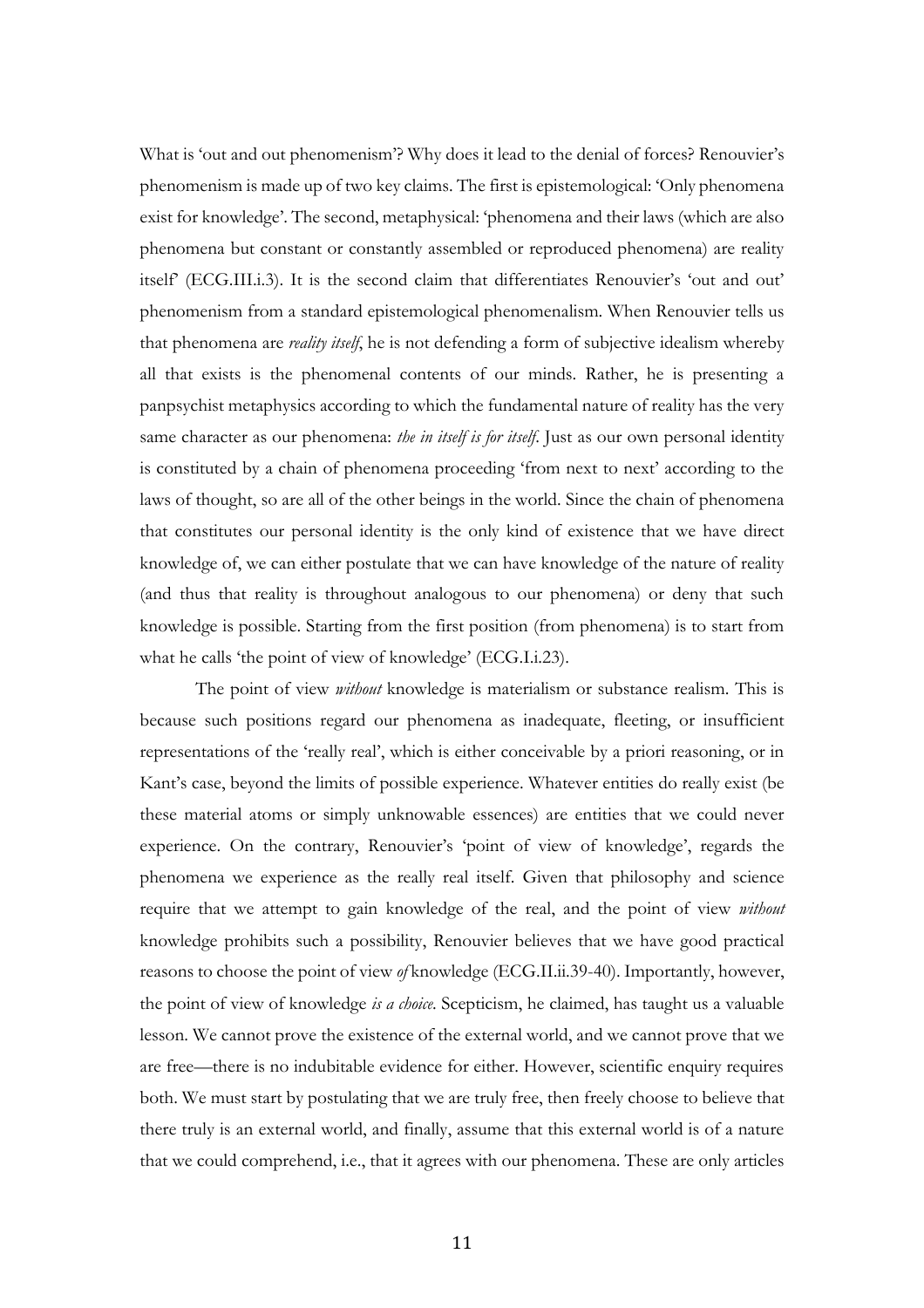What is 'out and out phenomenism'? Why does it lead to the denial of forces? Renouvier's phenomenism is made up of two key claims. The first is epistemological: 'Only phenomena exist for knowledge'. The second, metaphysical: 'phenomena and their laws (which are also phenomena but constant or constantly assembled or reproduced phenomena) are reality itself' (ECG.III.i.3). It is the second claim that differentiates Renouvier's 'out and out' phenomenism from a standard epistemological phenomenalism. When Renouvier tells us that phenomena are *reality itself*, he is not defending a form of subjective idealism whereby all that exists is the phenomenal contents of our minds. Rather, he is presenting a panpsychist metaphysics according to which the fundamental nature of reality has the very same character as our phenomena: *the in itself is for itself*. Just as our own personal identity is constituted by a chain of phenomena proceeding 'from next to next' according to the laws of thought, so are all of the other beings in the world. Since the chain of phenomena that constitutes our personal identity is the only kind of existence that we have direct knowledge of, we can either postulate that we can have knowledge of the nature of reality (and thus that reality is throughout analogous to our phenomena) or deny that such knowledge is possible. Starting from the first position (from phenomena) is to start from what he calls 'the point of view of knowledge' (ECG.I.i.23).

The point of view *without* knowledge is materialism or substance realism. This is because such positions regard our phenomena as inadequate, fleeting, or insufficient representations of the 'really real', which is either conceivable by a priori reasoning, or in Kant's case, beyond the limits of possible experience. Whatever entities do really exist (be these material atoms or simply unknowable essences) are entities that we could never experience. On the contrary, Renouvier's 'point of view of knowledge', regards the phenomena we experience as the really real itself. Given that philosophy and science require that we attempt to gain knowledge of the real, and the point of view *without* knowledge prohibits such a possibility, Renouvier believes that we have good practical reasons to choose the point of view *of* knowledge (ECG.II.ii.39-40). Importantly, however, the point of view of knowledge *is a choice*. Scepticism, he claimed, has taught us a valuable lesson. We cannot prove the existence of the external world, and we cannot prove that we are free—there is no indubitable evidence for either. However, scientific enquiry requires both. We must start by postulating that we are truly free, then freely choose to believe that there truly is an external world, and finally, assume that this external world is of a nature that we could comprehend, i.e., that it agrees with our phenomena. These are only articles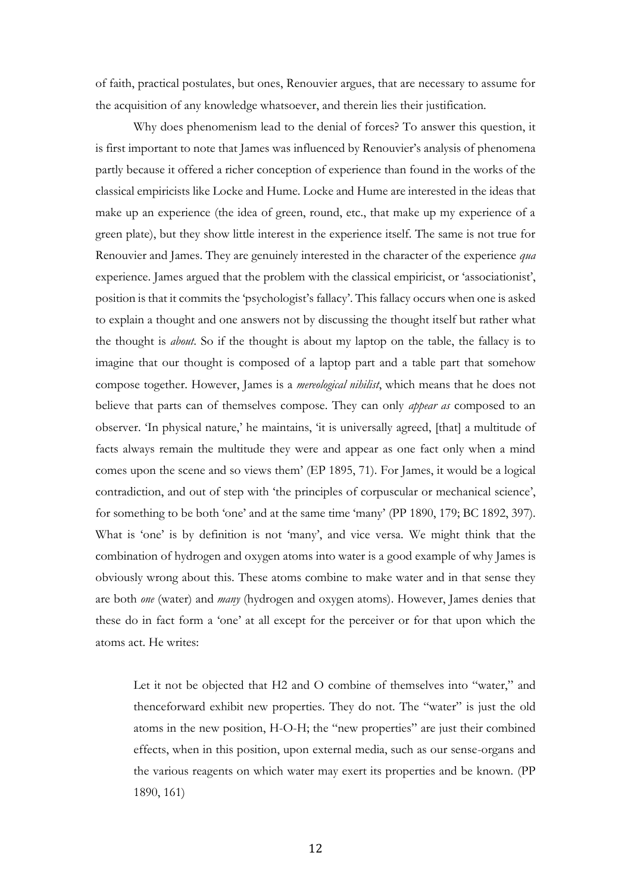of faith, practical postulates, but ones, Renouvier argues, that are necessary to assume for the acquisition of any knowledge whatsoever, and therein lies their justification.

Why does phenomenism lead to the denial of forces? To answer this question, it is first important to note that James was influenced by Renouvier's analysis of phenomena partly because it offered a richer conception of experience than found in the works of the classical empiricists like Locke and Hume. Locke and Hume are interested in the ideas that make up an experience (the idea of green, round, etc., that make up my experience of a green plate), but they show little interest in the experience itself. The same is not true for Renouvier and James. They are genuinely interested in the character of the experience *qua* experience. James argued that the problem with the classical empiricist, or 'associationist', position is that it commits the 'psychologist's fallacy'. This fallacy occurs when one is asked to explain a thought and one answers not by discussing the thought itself but rather what the thought is *about*. So if the thought is about my laptop on the table, the fallacy is to imagine that our thought is composed of a laptop part and a table part that somehow compose together. However, James is a *mereological nihilist*, which means that he does not believe that parts can of themselves compose. They can only *appear as* composed to an observer. 'In physical nature,' he maintains, 'it is universally agreed, [that] a multitude of facts always remain the multitude they were and appear as one fact only when a mind comes upon the scene and so views them' (EP 1895, 71). For James, it would be a logical contradiction, and out of step with 'the principles of corpuscular or mechanical science', for something to be both 'one' and at the same time 'many' (PP 1890, 179; BC 1892, 397). What is 'one' is by definition is not 'many', and vice versa. We might think that the combination of hydrogen and oxygen atoms into water is a good example of why James is obviously wrong about this. These atoms combine to make water and in that sense they are both *one* (water) and *many* (hydrogen and oxygen atoms). However, James denies that these do in fact form a 'one' at all except for the perceiver or for that upon which the atoms act. He writes:

> Let it not be objected that $H_2$ and O combine of themselves into "water," and thenceforward exhibit new properties. They do not. The "water" is just the old atoms in the new position, H-O-H; the "new properties" are just their combined effects, when in this position, upon external media, such as our sense-organs and the various reagents on which water may exert its properties and be known. (PP 1890, 161)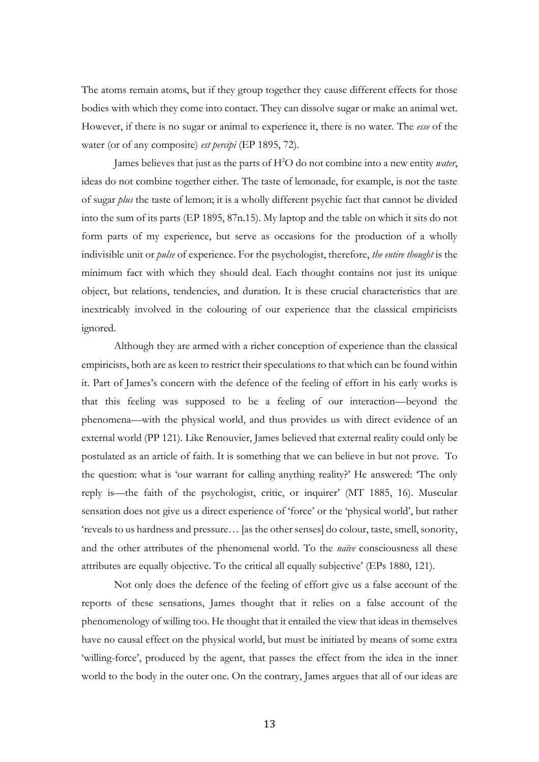The atoms remain atoms, but if they group together they cause different effects for those bodies with which they come into contact. They can dissolve sugar or make an animal wet. However, if there is no sugar or animal to experience it, there is no water. The *esse* of the water (or of any composite) *est percipi* (EP 1895, 72).

James believes that just as the parts of $H^2O$ do not combine into a new entity *water*, ideas do not combine together either. The taste of lemonade, for example, is not the taste of sugar *plus* the taste of lemon; it is a wholly different psychic fact that cannot be divided into the sum of its parts (EP 1895, 87n.15). My laptop and the table on which it sits do not form parts of my experience, but serve as occasions for the production of a wholly indivisible unit or *pulse* of experience. For the psychologist, therefore, *the entire thought* is the minimum fact with which they should deal. Each thought contains not just its unique object, but relations, tendencies, and duration. It is these crucial characteristics that are inextricably involved in the colouring of our experience that the classical empiricists ignored.

Although they are armed with a richer conception of experience than the classical empiricists, both are as keen to restrict their speculations to that which can be found within it. Part of James's concern with the defence of the feeling of effort in his early works is that this feeling was supposed to be a feeling of our interaction—beyond the phenomena—with the physical world, and thus provides us with direct evidence of an external world (PP 121). Like Renouvier, James believed that external reality could only be postulated as an article of faith. It is something that we can believe in but not prove. To the question: what is 'our warrant for calling anything reality?' He answered: 'The only reply is—the faith of the psychologist, critic, or inquirer' (MT 1885, 16). Muscular sensation does not give us a direct experience of 'force' or the 'physical world', but rather 'reveals to us hardness and pressure… [as the other senses] do colour, taste, smell, sonority, and the other attributes of the phenomenal world. To the *naïve* consciousness all these attributes are equally objective. To the critical all equally subjective' (EPs 1880, 121).

Not only does the defence of the feeling of effort give us a false account of the reports of these sensations, James thought that it relies on a false account of the phenomenology of willing too. He thought that it entailed the view that ideas in themselves have no causal effect on the physical world, but must be initiated by means of some extra 'willing-force', produced by the agent, that passes the effect from the idea in the inner world to the body in the outer one. On the contrary, James argues that all of our ideas are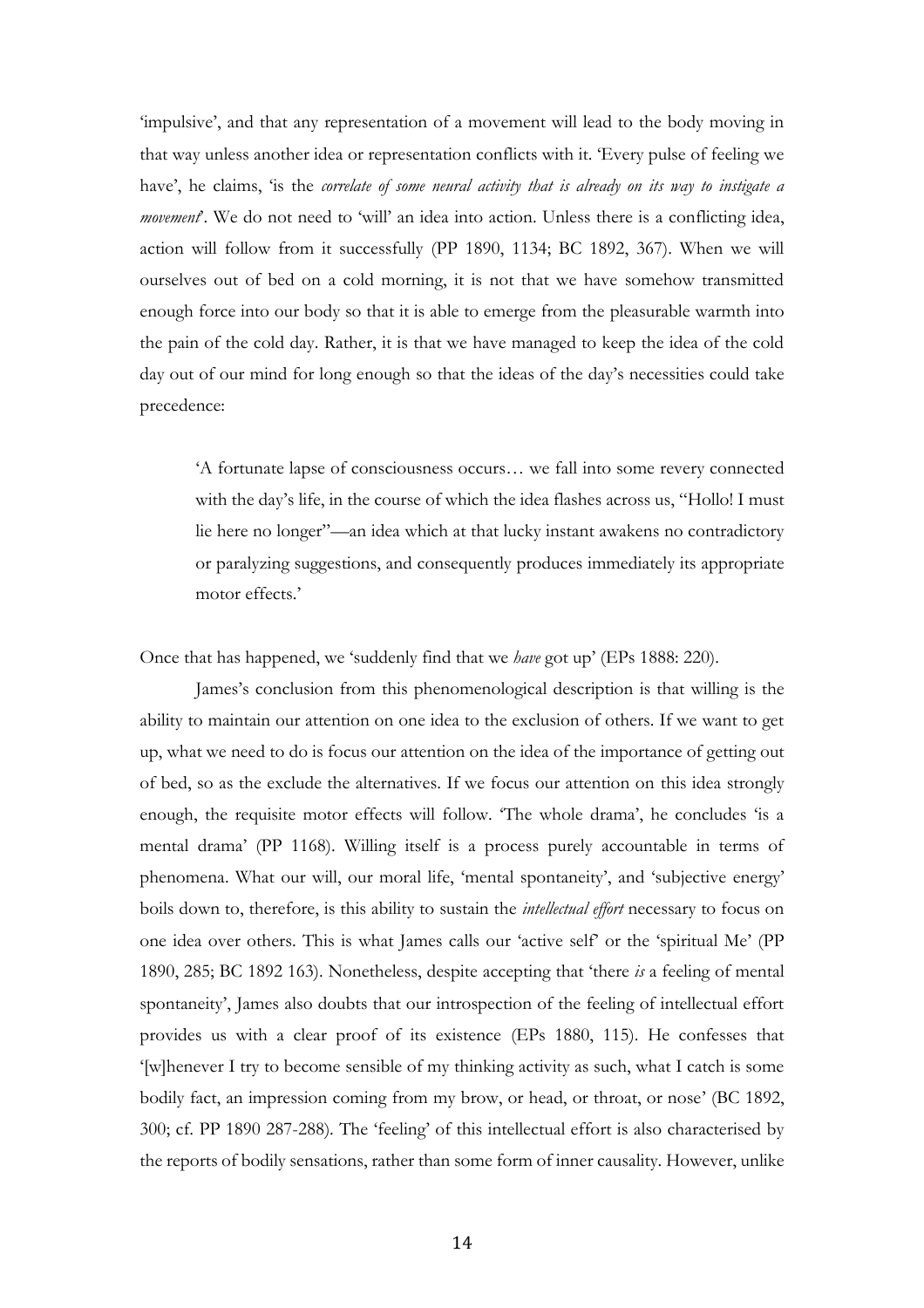'impulsive', and that any representation of a movement will lead to the body moving in that way unless another idea or representation conflicts with it. 'Every pulse of feeling we have', he claims, 'is the *correlate of some neural activity that is already on its way to instigate a movement*'. We do not need to 'will' an idea into action. Unless there is a conflicting idea, action will follow from it successfully (PP 1890, 1134; BC 1892, 367). When we will ourselves out of bed on a cold morning, it is not that we have somehow transmitted enough force into our body so that it is able to emerge from the pleasurable warmth into the pain of the cold day. Rather, it is that we have managed to keep the idea of the cold day out of our mind for long enough so that the ideas of the day's necessities could take precedence:

> 'A fortunate lapse of consciousness occurs… we fall into some revery connected with the day's life, in the course of which the idea flashes across us, "Hollo! I must lie here no longer"—an idea which at that lucky instant awakens no contradictory or paralyzing suggestions, and consequently produces immediately its appropriate motor effects.'

Once that has happened, we 'suddenly find that we *have* got up' (EPs 1888: 220).

James's conclusion from this phenomenological description is that willing is the ability to maintain our attention on one idea to the exclusion of others. If we want to get up, what we need to do is focus our attention on the idea of the importance of getting out of bed, so as the exclude the alternatives. If we focus our attention on this idea strongly enough, the requisite motor effects will follow. 'The whole drama', he concludes 'is a mental drama' (PP 1168). Willing itself is a process purely accountable in terms of phenomena. What our will, our moral life, 'mental spontaneity', and 'subjective energy' boils down to, therefore, is this ability to sustain the *intellectual effort* necessary to focus on one idea over others. This is what James calls our 'active self' or the 'spiritual Me' (PP 1890, 285; BC 1892 163). Nonetheless, despite accepting that 'there *is* a feeling of mental spontaneity', James also doubts that our introspection of the feeling of intellectual effort provides us with a clear proof of its existence (EPs 1880, 115). He confesses that '[w]henever I try to become sensible of my thinking activity as such, what I catch is some bodily fact, an impression coming from my brow, or head, or throat, or nose' (BC 1892, 300; cf. PP 1890 287-288). The 'feeling' of this intellectual effort is also characterised by the reports of bodily sensations, rather than some form of inner causality. However, unlike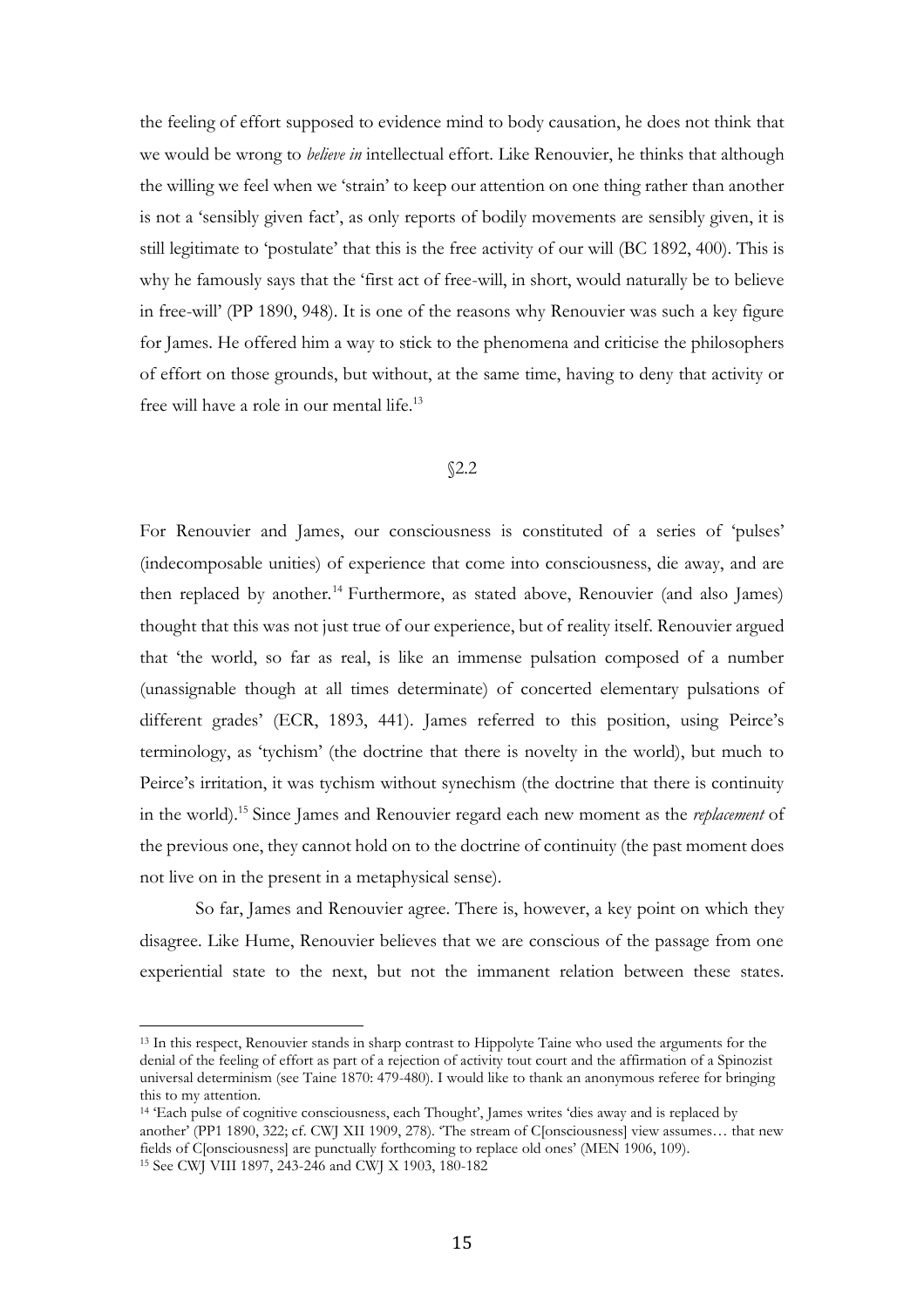the feeling of effort supposed to evidence mind to body causation, he does not think that we would be wrong to *believe in* intellectual effort. Like Renouvier, he thinks that although the willing we feel when we 'strain' to keep our attention on one thing rather than another is not a 'sensibly given fact', as only reports of bodily movements are sensibly given, it is still legitimate to 'postulate' that this is the free activity of our will (BC 1892, 400). This is why he famously says that the 'first act of free-will, in short, would naturally be to believe in free-will' (PP 1890, 948). It is one of the reasons why Renouvier was such a key figure for James. He offered him a way to stick to the phenomena and criticise the philosophers of effort on those grounds, but without, at the same time, having to deny that activity or free will have a role in our mental life.[13]

§2.2

For Renouvier and James, our consciousness is constituted of a series of 'pulses' (indecomposable unities) of experience that come into consciousness, die away, and are then replaced by another.[14] Furthermore, as stated above, Renouvier (and also James) thought that this was not just true of our experience, but of reality itself. Renouvier argued that 'the world, so far as real, is like an immense pulsation composed of a number (unassignable though at all times determinate) of concerted elementary pulsations of different grades' (ECR, 1893, 441). James referred to this position, using Peirce's terminology, as 'tychism' (the doctrine that there is novelty in the world), but much to Peirce's irritation, it was tychism without synechism (the doctrine that there is continuity in the world).[15] Since James and Renouvier regard each new moment as the *replacement* of the previous one, they cannot hold on to the doctrine of continuity (the past moment does not live on in the present in a metaphysical sense).

So far, James and Renouvier agree. There is, however, a key point on which they disagree. Like Hume, Renouvier believes that we are conscious of the passage from one experiential state to the next, but not the immanent relation between these states.

---

[13] In this respect, Renouvier stands in sharp contrast to Hippolyte Taine who used the arguments for the denial of the feeling of effort as part of a rejection of activity tout court and the affirmation of a Spinozist universal determinism (see Taine 1870: 479-480). I would like to thank an anonymous referee for bringing this to my attention.

[14] 'Each pulse of cognitive consciousness, each Thought', James writes 'dies away and is replaced by another' (PP1 1890, 322; cf. CWJ XII 1909, 278). 'The stream of C[onsciousness] view assumes… that new fields of C[onsciousness] are punctually forthcoming to replace old ones' (MEN 1906, 109).

[15] See CWJ VIII 1897, 243-246 and CWJ X 1903, 180-182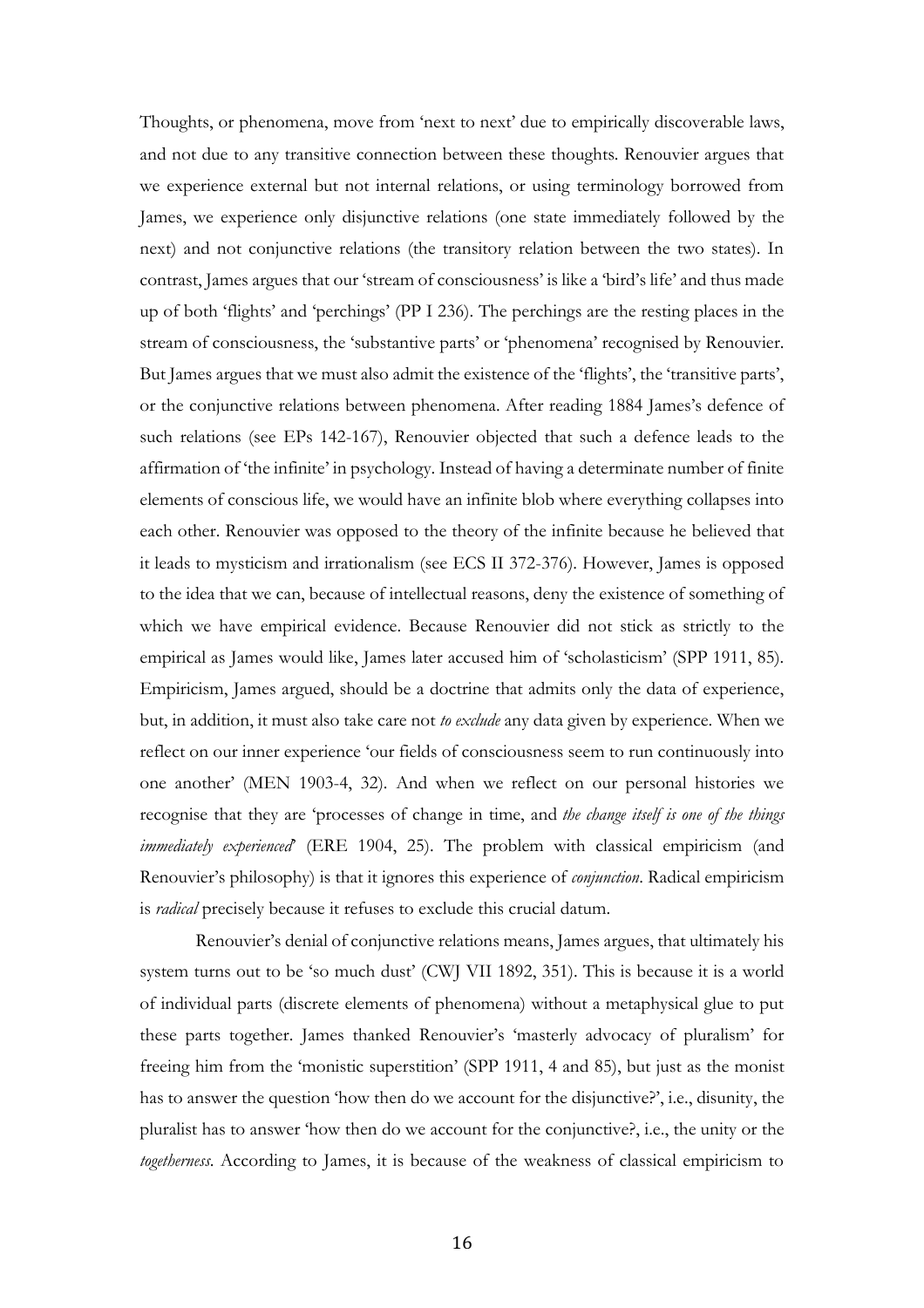Thoughts, or phenomena, move from 'next to next' due to empirically discoverable laws, and not due to any transitive connection between these thoughts. Renouvier argues that we experience external but not internal relations, or using terminology borrowed from James, we experience only disjunctive relations (one state immediately followed by the next) and not conjunctive relations (the transitory relation between the two states). In contrast, James argues that our 'stream of consciousness' is like a 'bird's life' and thus made up of both 'flights' and 'perchings' (PP I 236). The perchings are the resting places in the stream of consciousness, the 'substantive parts' or 'phenomena' recognised by Renouvier. But James argues that we must also admit the existence of the 'flights', the 'transitive parts', or the conjunctive relations between phenomena. After reading 1884 James's defence of such relations (see EPs 142-167), Renouvier objected that such a defence leads to the affirmation of 'the infinite' in psychology. Instead of having a determinate number of finite elements of conscious life, we would have an infinite blob where everything collapses into each other. Renouvier was opposed to the theory of the infinite because he believed that it leads to mysticism and irrationalism (see ECS II 372-376). However, James is opposed to the idea that we can, because of intellectual reasons, deny the existence of something of which we have empirical evidence. Because Renouvier did not stick as strictly to the empirical as James would like, James later accused him of 'scholasticism' (SPP 1911, 85). Empiricism, James argued, should be a doctrine that admits only the data of experience, but, in addition, it must also take care not *to exclude* any data given by experience. When we reflect on our inner experience 'our fields of consciousness seem to run continuously into one another' (MEN 1903-4, 32). And when we reflect on our personal histories we recognise that they are 'processes of change in time, and *the change itself is one of the things immediately experienced*' (ERE 1904, 25). The problem with classical empiricism (and Renouvier's philosophy) is that it ignores this experience of *conjunction*. Radical empiricism is *radical* precisely because it refuses to exclude this crucial datum.

Renouvier's denial of conjunctive relations means, James argues, that ultimately his system turns out to be 'so much dust' (CWJ VII 1892, 351). This is because it is a world of individual parts (discrete elements of phenomena) without a metaphysical glue to put these parts together. James thanked Renouvier's 'masterly advocacy of pluralism' for freeing him from the 'monistic superstition' (SPP 1911, 4 and 85), but just as the monist has to answer the question 'how then do we account for the disjunctive?', i.e., disunity, the pluralist has to answer 'how then do we account for the conjunctive?, i.e., the unity or the *togetherness*. According to James, it is because of the weakness of classical empiricism to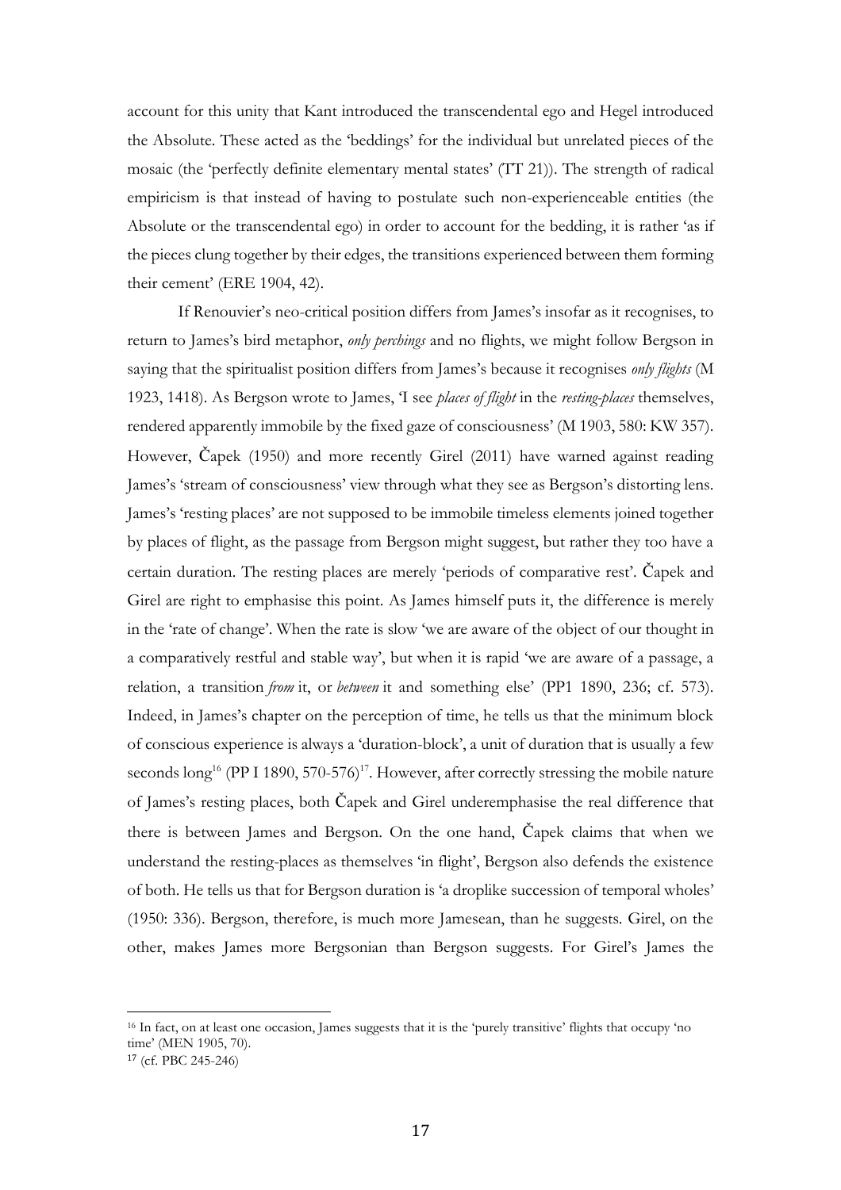account for this unity that Kant introduced the transcendental ego and Hegel introduced the Absolute. These acted as the 'beddings' for the individual but unrelated pieces of the mosaic (the 'perfectly definite elementary mental states' (TT 21)). The strength of radical empiricism is that instead of having to postulate such non-experienceable entities (the Absolute or the transcendental ego) in order to account for the bedding, it is rather 'as if the pieces clung together by their edges, the transitions experienced between them forming their cement' (ERE 1904, 42).

If Renouvier's neo-critical position differs from James's insofar as it recognises, to return to James's bird metaphor, *only perchings* and no flights, we might follow Bergson in saying that the spiritualist position differs from James's because it recognises *only flights* (M 1923, 1418). As Bergson wrote to James, 'I see *places of flight* in the *resting-places* themselves, rendered apparently immobile by the fixed gaze of consciousness' (M 1903, 580: KW 357). However, Čapek (1950) and more recently Girel (2011) have warned against reading James's 'stream of consciousness' view through what they see as Bergson's distorting lens. James's 'resting places' are not supposed to be immobile timeless elements joined together by places of flight, as the passage from Bergson might suggest, but rather they too have a certain duration. The resting places are merely 'periods of comparative rest'. Čapek and Girel are right to emphasise this point. As James himself puts it, the difference is merely in the 'rate of change'. When the rate is slow 'we are aware of the object of our thought in a comparatively restful and stable way', but when it is rapid 'we are aware of a passage, a relation, a transition *from* it, or *between* it and something else' (PP1 1890, 236; cf. 573). Indeed, in James's chapter on the perception of time, he tells us that the minimum block of conscious experience is always a 'duration-block', a unit of duration that is usually a few seconds long[16] (PP I 1890, 570-576)[17]. However, after correctly stressing the mobile nature of James's resting places, both Čapek and Girel underemphasise the real difference that there is between James and Bergson. On the one hand, Čapek claims that when we understand the resting-places as themselves 'in flight', Bergson also defends the existence of both. He tells us that for Bergson duration is 'a droplike succession of temporal wholes' (1950: 336). Bergson, therefore, is much more Jamesean, than he suggests. Girel, on the other, makes James more Bergsonian than Bergson suggests. For Girel's James the

---

[16] In fact, on at least one occasion, James suggests that it is the 'purely transitive' flights that occupy 'no time' (MEN 1905, 70).

[17] (cf. PBC 245-246)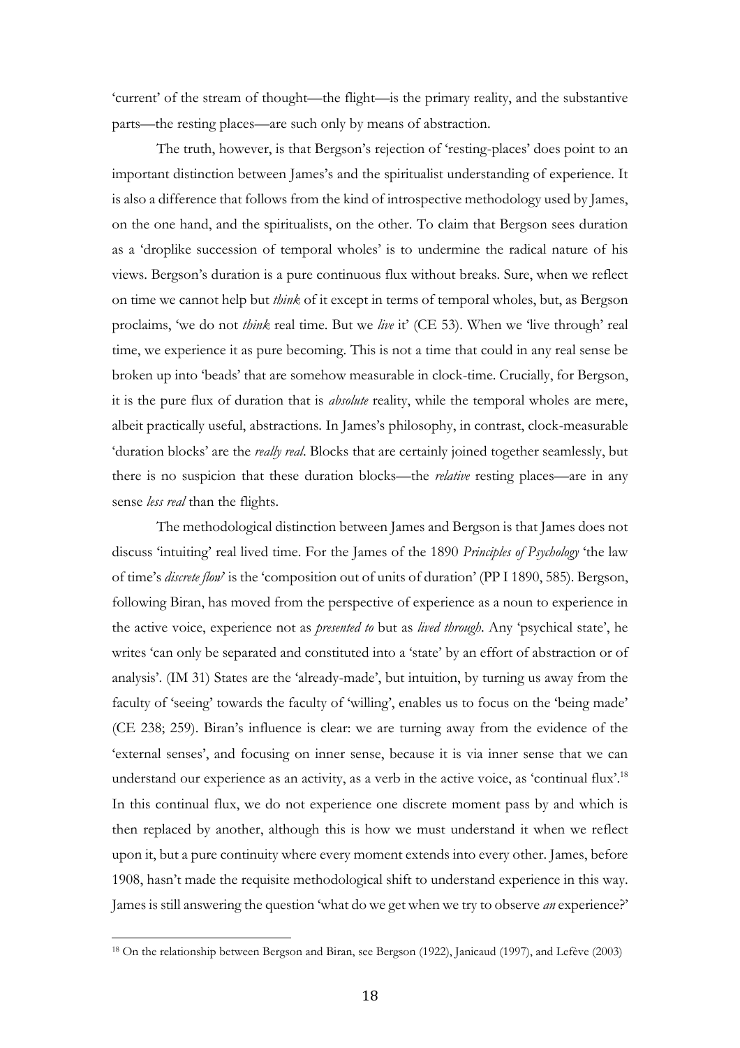'current' of the stream of thought—the flight—is the primary reality, and the substantive parts—the resting places—are such only by means of abstraction.

The truth, however, is that Bergson's rejection of 'resting-places' does point to an important distinction between James's and the spiritualist understanding of experience. It is also a difference that follows from the kind of introspective methodology used by James, on the one hand, and the spiritualists, on the other. To claim that Bergson sees duration as a 'droplike succession of temporal wholes' is to undermine the radical nature of his views. Bergson's duration is a pure continuous flux without breaks. Sure, when we reflect on time we cannot help but *think* of it except in terms of temporal wholes, but, as Bergson proclaims, 'we do not *think* real time. But we *live* it' (CE 53). When we 'live through' real time, we experience it as pure becoming. This is not a time that could in any real sense be broken up into 'beads' that are somehow measurable in clock-time. Crucially, for Bergson, it is the pure flux of duration that is *absolute* reality, while the temporal wholes are mere, albeit practically useful, abstractions. In James's philosophy, in contrast, clock-measurable 'duration blocks' are the *really real*. Blocks that are certainly joined together seamlessly, but there is no suspicion that these duration blocks—the *relative* resting places—are in any sense *less real* than the flights.

The methodological distinction between James and Bergson is that James does not discuss 'intuiting' real lived time. For the James of the 1890 *Principles of Psychology* 'the law of time's *discrete flow*' is the 'composition out of units of duration' (PP I 1890, 585). Bergson, following Biran, has moved from the perspective of experience as a noun to experience in the active voice, experience not as *presented to* but as *lived through*. Any 'psychical state', he writes 'can only be separated and constituted into a 'state' by an effort of abstraction or of analysis'. (IM 31) States are the 'already-made', but intuition, by turning us away from the faculty of 'seeing' towards the faculty of 'willing', enables us to focus on the 'being made' (CE 238; 259). Biran's influence is clear: we are turning away from the evidence of the 'external senses', and focusing on inner sense, because it is via inner sense that we can understand our experience as an activity, as a verb in the active voice, as 'continual flux'.[18] In this continual flux, we do not experience one discrete moment pass by and which is then replaced by another, although this is how we must understand it when we reflect upon it, but a pure continuity where every moment extends into every other. James, before 1908, hasn't made the requisite methodological shift to understand experience in this way. James is still answering the question 'what do we get when we try to observe *an* experience?'

[18] On the relationship between Bergson and Biran, see Bergson (1922), Janicaud (1997), and Lefève (2003)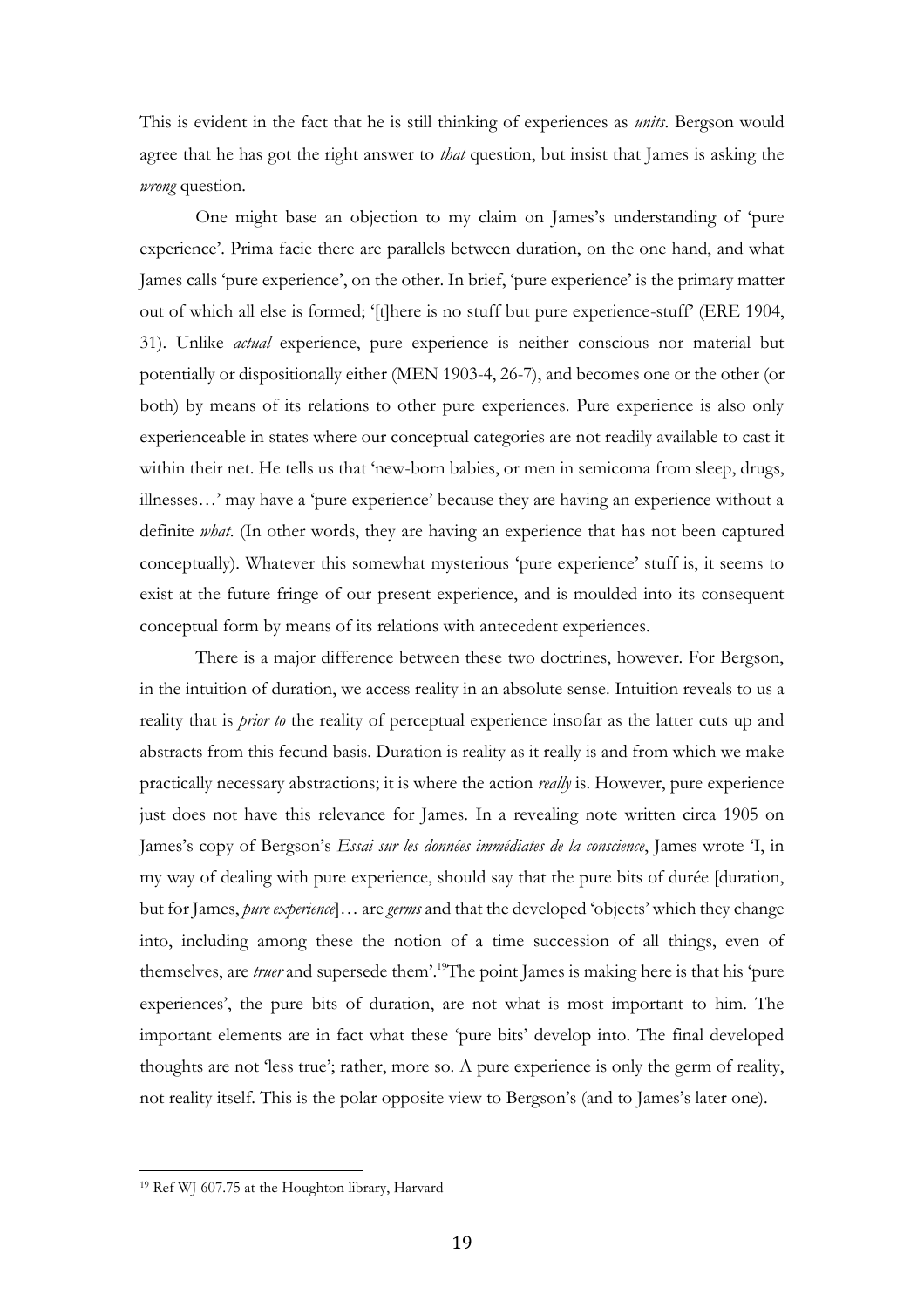This is evident in the fact that he is still thinking of experiences as *units*. Bergson would agree that he has got the right answer to *that* question, but insist that James is asking the *wrong* question.

One might base an objection to my claim on James's understanding of 'pure experience'. Prima facie there are parallels between duration, on the one hand, and what James calls 'pure experience', on the other. In brief, 'pure experience' is the primary matter out of which all else is formed; '[t]here is no stuff but pure experience-stuff' (ERE 1904, 31). Unlike *actual* experience, pure experience is neither conscious nor material but potentially or dispositionally either (MEN 1903-4, 26-7), and becomes one or the other (or both) by means of its relations to other pure experiences. Pure experience is also only experienceable in states where our conceptual categories are not readily available to cast it within their net. He tells us that 'new-born babies, or men in semicoma from sleep, drugs, illnesses…' may have a 'pure experience' because they are having an experience without a definite *what*. (In other words, they are having an experience that has not been captured conceptually). Whatever this somewhat mysterious 'pure experience' stuff is, it seems to exist at the future fringe of our present experience, and is moulded into its consequent conceptual form by means of its relations with antecedent experiences.

There is a major difference between these two doctrines, however. For Bergson, in the intuition of duration, we access reality in an absolute sense. Intuition reveals to us a reality that is *prior to* the reality of perceptual experience insofar as the latter cuts up and abstracts from this fecund basis. Duration is reality as it really is and from which we make practically necessary abstractions; it is where the action *really* is. However, pure experience just does not have this relevance for James. In a revealing note written circa 1905 on James's copy of Bergson's *Essai sur les données immédiates de la conscience*, James wrote 'I, in my way of dealing with pure experience, should say that the pure bits of durée [duration, but for James, *pure experience*]… are *germs* and that the developed 'objects' which they change into, including among these the notion of a time succession of all things, even of themselves, are *truer* and supersede them'.[19] The point James is making here is that his 'pure experiences', the pure bits of duration, are not what is most important to him. The important elements are in fact what these 'pure bits' develop into. The final developed thoughts are not 'less true'; rather, more so. A pure experience is only the germ of reality, not reality itself. This is the polar opposite view to Bergson's (and to James's later one).

---

[19] Ref WJ 607.75 at the Houghton library, Harvard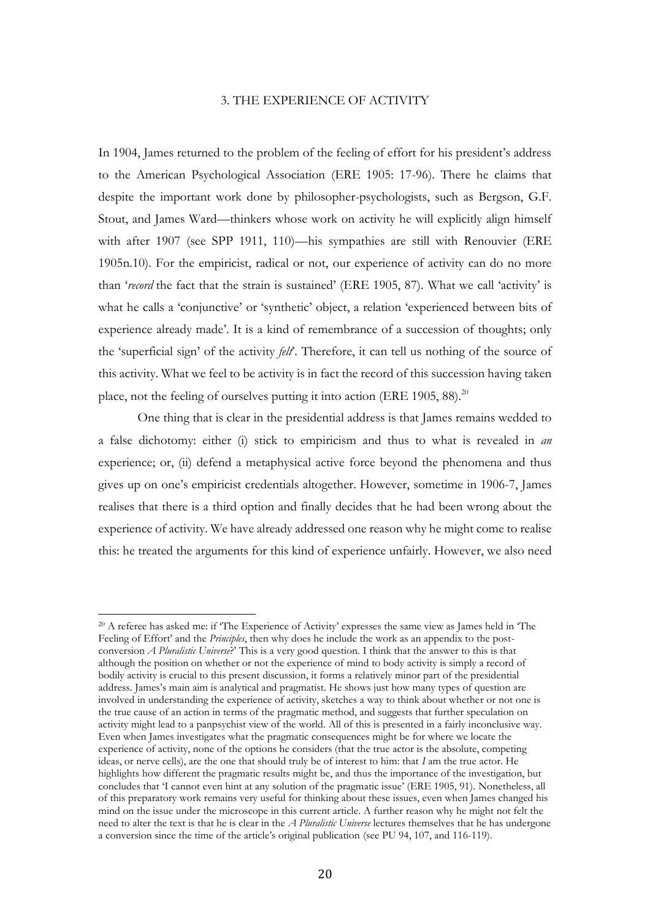## 3. THE EXPERIENCE OF ACTIVITY

In 1904, James returned to the problem of the feeling of effort for his president's address to the American Psychological Association (ERE 1905: 17-96). There he claims that despite the important work done by philosopher-psychologists, such as Bergson, G.F. Stout, and James Ward—thinkers whose work on activity he will explicitly align himself with after 1907 (see SPP 1911, 110)—his sympathies are still with Renouvier (ERE 1905n.10). For the empiricist, radical or not, our experience of activity can do no more than '*record* the fact that the strain is sustained' (ERE 1905, 87). What we call 'activity' is what he calls a 'conjunctive' or 'synthetic' object, a relation 'experienced between bits of experience already made'. It is a kind of remembrance of a succession of thoughts; only the 'superficial sign' of the activity *felt*'. Therefore, it can tell us nothing of the source of this activity. What we feel to be activity is in fact the record of this succession having taken place, not the feeling of ourselves putting it into action (ERE 1905, 88).[20]

One thing that is clear in the presidential address is that James remains wedded to a false dichotomy: either (i) stick to empiricism and thus to what is revealed in *an* experience; or, (ii) defend a metaphysical active force beyond the phenomena and thus gives up on one's empiricist credentials altogether. However, sometime in 1906-7, James realises that there is a third option and finally decides that he had been wrong about the experience of activity. We have already addressed one reason why he might come to realise this: he treated the arguments for this kind of experience unfairly. However, we also need

[20] A referee has asked me: if 'The Experience of Activity' expresses the same view as James held in 'The Feeling of Effort' and the *Principles*, then why does he include the work as an appendix to the post-conversion *A Pluralistic Universe*?' This is a very good question. I think that the answer to this is that although the position on whether or not the experience of mind to body activity is simply a record of bodily activity is crucial to this present discussion, it forms a relatively minor part of the presidential address. James's main aim is analytical and pragmatist. He shows just how many types of question are involved in understanding the experience of activity, sketches a way to think about whether or not one is the true cause of an action in terms of the pragmatic method, and suggests that further speculation on activity might lead to a panpsychist view of the world. All of this is presented in a fairly inconclusive way. Even when James investigates what the pragmatic consequences might be for where we locate the experience of activity, none of the options he considers (that the true actor is the absolute, competing ideas, or nerve cells), are the one that should truly be of interest to him: that *I* am the true actor. He highlights how different the pragmatic results might be, and thus the importance of the investigation, but concludes that 'I cannot even hint at any solution of the pragmatic issue' (ERE 1905, 91). Nonetheless, all of this preparatory work remains very useful for thinking about these issues, even when James changed his mind on the issue under the microscope in this current article. A further reason why he might not felt the need to alter the text is that he is clear in the *A Pluralistic Universe* lectures themselves that he has undergone a conversion since the time of the article's original publication (see PU 94, 107, and 116-119).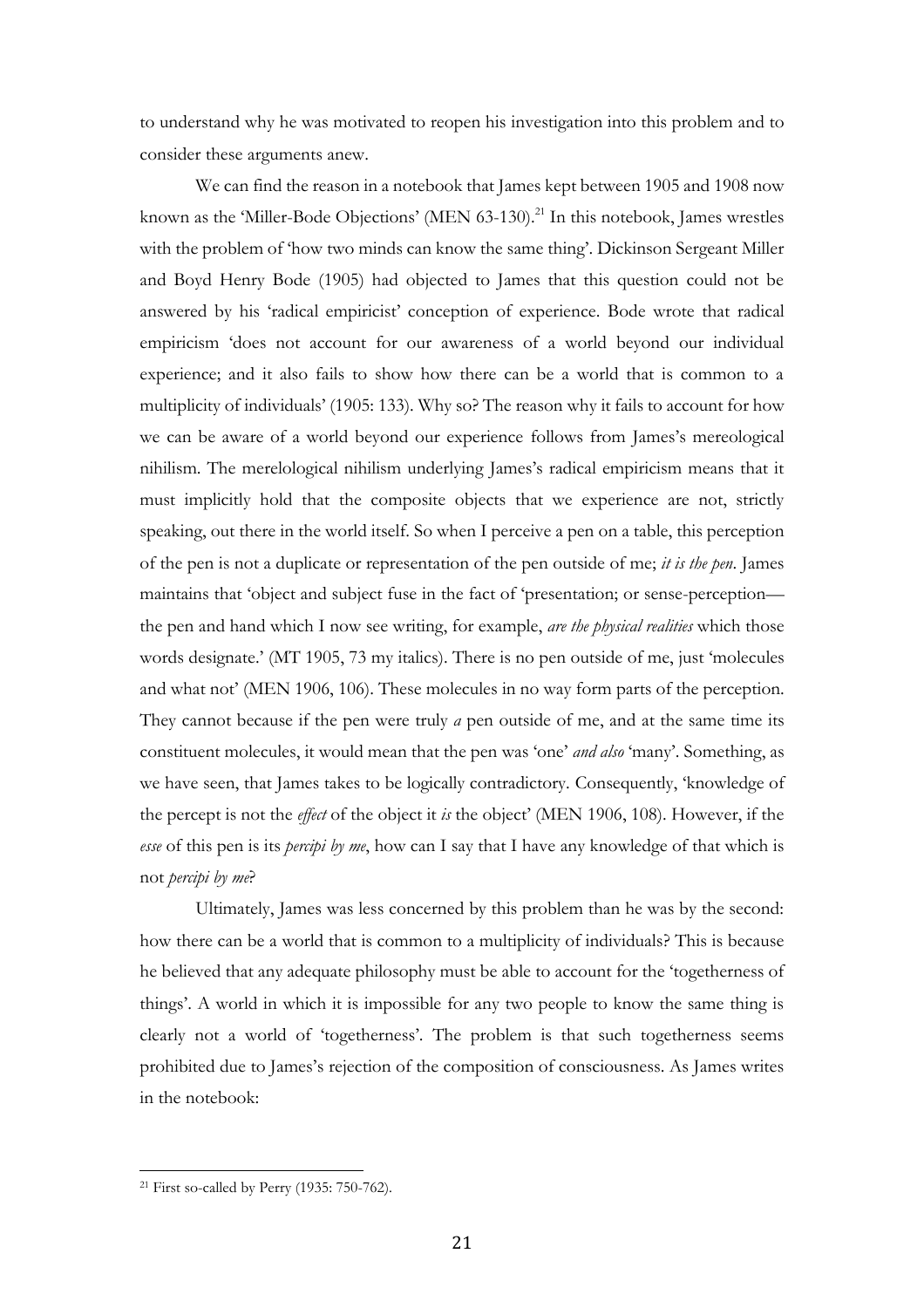to understand why he was motivated to reopen his investigation into this problem and to consider these arguments anew.

We can find the reason in a notebook that James kept between 1905 and 1908 now known as the 'Miller-Bode Objections' (MEN 63-130).[21] In this notebook, James wrestles with the problem of 'how two minds can know the same thing'. Dickinson Sergeant Miller and Boyd Henry Bode (1905) had objected to James that this question could not be answered by his 'radical empiricist' conception of experience. Bode wrote that radical empiricism 'does not account for our awareness of a world beyond our individual experience; and it also fails to show how there can be a world that is common to a multiplicity of individuals' (1905: 133). Why so? The reason why it fails to account for how we can be aware of a world beyond our experience follows from James's mereological nihilism. The merelological nihilism underlying James's radical empiricism means that it must implicitly hold that the composite objects that we experience are not, strictly speaking, out there in the world itself. So when I perceive a pen on a table, this perception of the pen is not a duplicate or representation of the pen outside of me; *it is the pen*. James maintains that 'object and subject fuse in the fact of 'presentation; or sense-perception—the pen and hand which I now see writing, for example, *are the physical realities* which those words designate.' (MT 1905, 73 my italics). There is no pen outside of me, just 'molecules and what not' (MEN 1906, 106). These molecules in no way form parts of the perception. They cannot because if the pen were truly *a* pen outside of me, and at the same time its constituent molecules, it would mean that the pen was 'one' *and also* 'many'. Something, as we have seen, that James takes to be logically contradictory. Consequently, 'knowledge of the percept is not the *effect* of the object it *is* the object' (MEN 1906, 108). However, if the *esse* of this pen is its *percipi by me*, how can I say that I have any knowledge of that which is not *percipi by me*?

Ultimately, James was less concerned by this problem than he was by the second: how there can be a world that is common to a multiplicity of individuals? This is because he believed that any adequate philosophy must be able to account for the 'togetherness of things'. A world in which it is impossible for any two people to know the same thing is clearly not a world of 'togetherness'. The problem is that such togetherness seems prohibited due to James's rejection of the composition of consciousness. As James writes in the notebook:

[21] First so-called by Perry (1935: 750-762).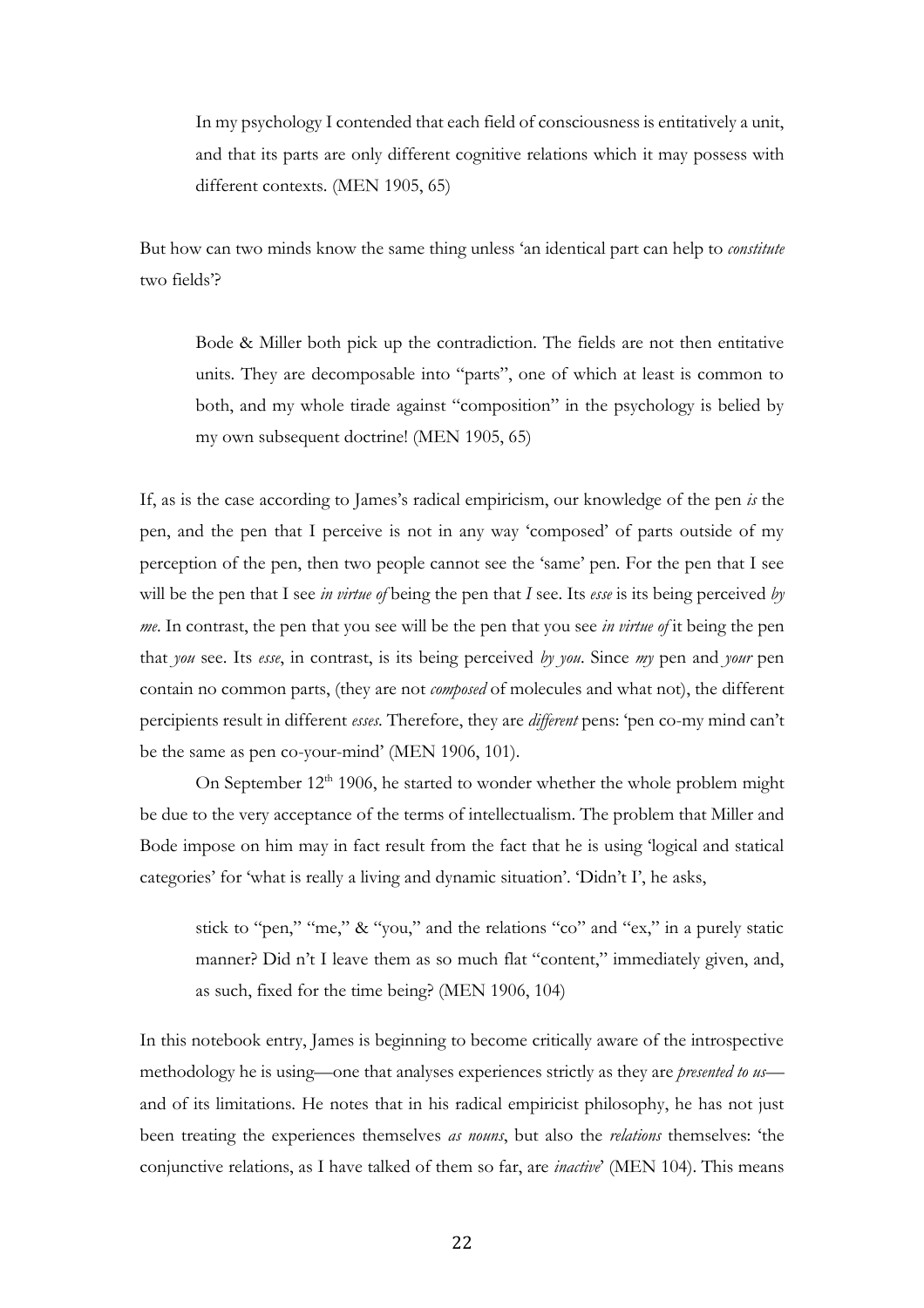> In my psychology I contended that each field of consciousness is entitatively a unit, and that its parts are only different cognitive relations which it may possess with different contexts. (MEN 1905, 65)

But how can two minds know the same thing unless 'an identical part can help to *constitute* two fields'?

> Bode & Miller both pick up the contradiction. The fields are not then entitative units. They are decomposable into "parts", one of which at least is common to both, and my whole tirade against "composition" in the psychology is belied by my own subsequent doctrine! (MEN 1905, 65)

If, as is the case according to James's radical empiricism, our knowledge of the pen *is* the pen, and the pen that I perceive is not in any way 'composed' of parts outside of my perception of the pen, then two people cannot see the 'same' pen. For the pen that I see will be the pen that I see *in virtue of* being the pen that *I* see. Its *esse* is its being perceived *by me*. In contrast, the pen that you see will be the pen that you see *in virtue of* it being the pen that *you* see. Its *esse*, in contrast, is its being perceived *by you*. Since *my* pen and *your* pen contain no common parts, (they are not *composed* of molecules and what not), the different percipients result in different *esses*. Therefore, they are *different* pens: 'pen co-my mind can't be the same as pen co-your-mind' (MEN 1906, 101).

On September 12th 1906, he started to wonder whether the whole problem might be due to the very acceptance of the terms of intellectualism. The problem that Miller and Bode impose on him may in fact result from the fact that he is using 'logical and statical categories' for 'what is really a living and dynamic situation'. 'Didn't I', he asks,

> stick to "pen," "me," & "you," and the relations "co" and "ex," in a purely static manner? Did n't I leave them as so much flat "content," immediately given, and, as such, fixed for the time being? (MEN 1906, 104)

In this notebook entry, James is beginning to become critically aware of the introspective methodology he is using—one that analyses experiences strictly as they are *presented to us*—and of its limitations. He notes that in his radical empiricist philosophy, he has not just been treating the experiences themselves *as nouns*, but also the *relations* themselves: 'the conjunctive relations, as I have talked of them so far, are *inactive*' (MEN 104). This means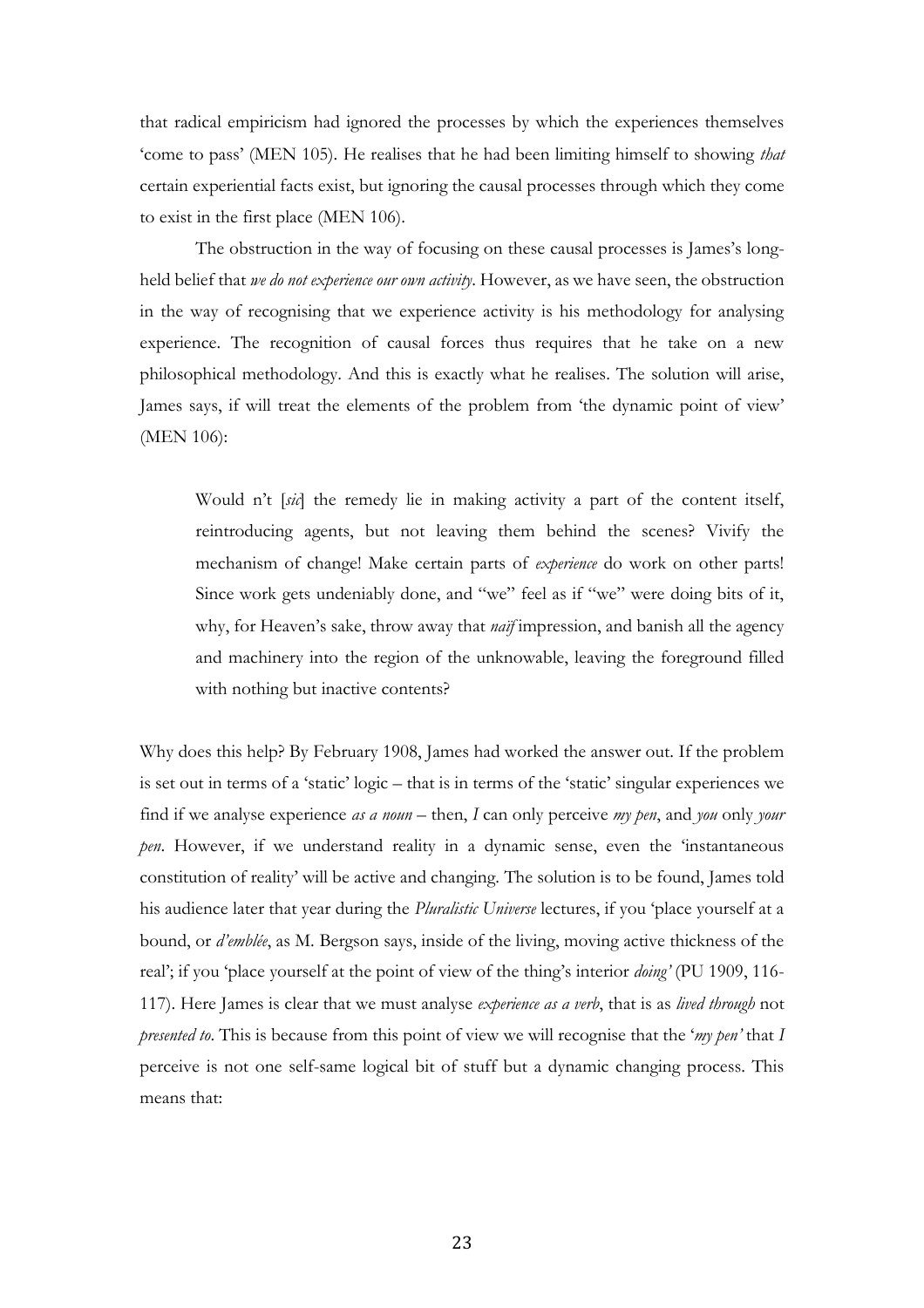that radical empiricism had ignored the processes by which the experiences themselves 'come to pass' (MEN 105). He realises that he had been limiting himself to showing *that* certain experiential facts exist, but ignoring the causal processes through which they come to exist in the first place (MEN 106).

The obstruction in the way of focusing on these causal processes is James's long-held belief that *we do not experience our own activity*. However, as we have seen, the obstruction in the way of recognising that we experience activity is his methodology for analysing experience. The recognition of causal forces thus requires that he take on a new philosophical methodology. And this is exactly what he realises. The solution will arise, James says, if will treat the elements of the problem from 'the dynamic point of view' (MEN 106):

> Would n't [*sic*] the remedy lie in making activity a part of the content itself, reintroducing agents, but not leaving them behind the scenes? Vivify the mechanism of change! Make certain parts of *experience* do work on other parts! Since work gets undeniably done, and "we" feel as if "we" were doing bits of it, why, for Heaven's sake, throw away that *naïf* impression, and banish all the agency and machinery into the region of the unknowable, leaving the foreground filled with nothing but inactive contents?

Why does this help? By February 1908, James had worked the answer out. If the problem is set out in terms of a 'static' logic – that is in terms of the 'static' singular experiences we find if we analyse experience *as a noun* – then, *I* can only perceive *my pen*, and *you* only *your pen*. However, if we understand reality in a dynamic sense, even the 'instantaneous constitution of reality' will be active and changing. The solution is to be found, James told his audience later that year during the *Pluralistic Universe* lectures, if you 'place yourself at a bound, or *d'emblée*, as M. Bergson says, inside of the living, moving active thickness of the real'; if you 'place yourself at the point of view of the thing's interior *doing'* (PU 1909, 116-117). Here James is clear that we must analyse *experience as a verb*, that is as *lived through* not *presented to*. This is because from this point of view we will recognise that the '*my pen'* that *I* perceive is not one self-same logical bit of stuff but a dynamic changing process. This means that: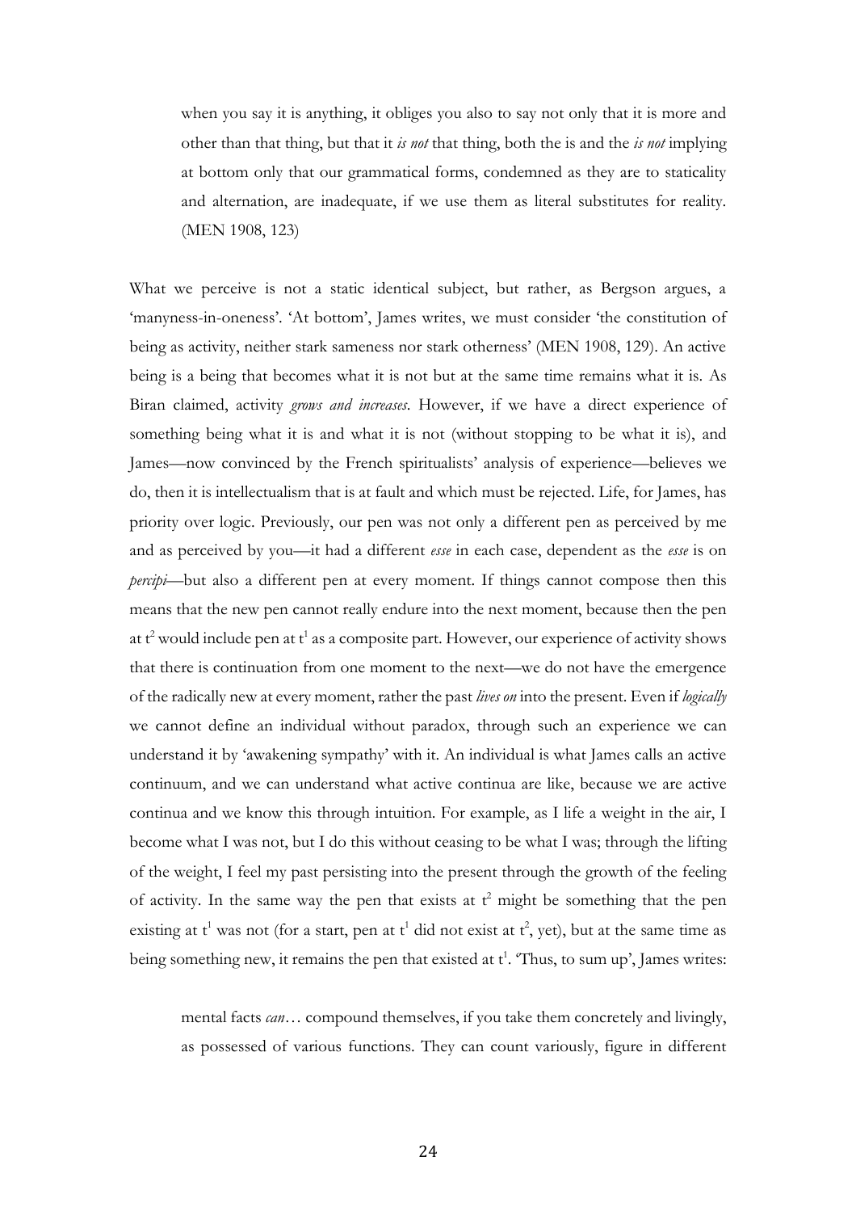> when you say it is anything, it obliges you also to say not only that it is more and other than that thing, but that it *is not* that thing, both the is and the *is not* implying at bottom only that our grammatical forms, condemned as they are to staticality and alternation, are inadequate, if we use them as literal substitutes for reality. (MEN 1908, 123)

What we perceive is not a static identical subject, but rather, as Bergson argues, a 'manyness-in-oneness'. 'At bottom', James writes, we must consider 'the constitution of being as activity, neither stark sameness nor stark otherness' (MEN 1908, 129). An active being is a being that becomes what it is not but at the same time remains what it is. As Biran claimed, activity *grows and increases*. However, if we have a direct experience of something being what it is and what it is not (without stopping to be what it is), and James—now convinced by the French spiritualists' analysis of experience—believes we do, then it is intellectualism that is at fault and which must be rejected. Life, for James, has priority over logic. Previously, our pen was not only a different pen as perceived by me and as perceived by you—it had a different *esse* in each case, dependent as the *esse* is on *percipi*—but also a different pen at every moment. If things cannot compose then this means that the new pen cannot really endure into the next moment, because then the pen at $t^2$ would include pen at $t^1$ as a composite part. However, our experience of activity shows that there is continuation from one moment to the next—we do not have the emergence of the radically new at every moment, rather the past *lives on* into the present. Even if *logically* we cannot define an individual without paradox, through such an experience we can understand it by 'awakening sympathy' with it. An individual is what James calls an active continuum, and we can understand what active continua are like, because we are active continua and we know this through intuition. For example, as I life a weight in the air, I become what I was not, but I do this without ceasing to be what I was; through the lifting of the weight, I feel my past persisting into the present through the growth of the feeling of activity. In the same way the pen that exists at $t^2$ might be something that the pen existing at $t^1$ was not (for a start, pen at $t^1$ did not exist at $t^2$, yet), but at the same time as being something new, it remains the pen that existed at $t^1$. 'Thus, to sum up', James writes:

> mental facts *can*… compound themselves, if you take them concretely and livingly, as possessed of various functions. They can count variously, figure in different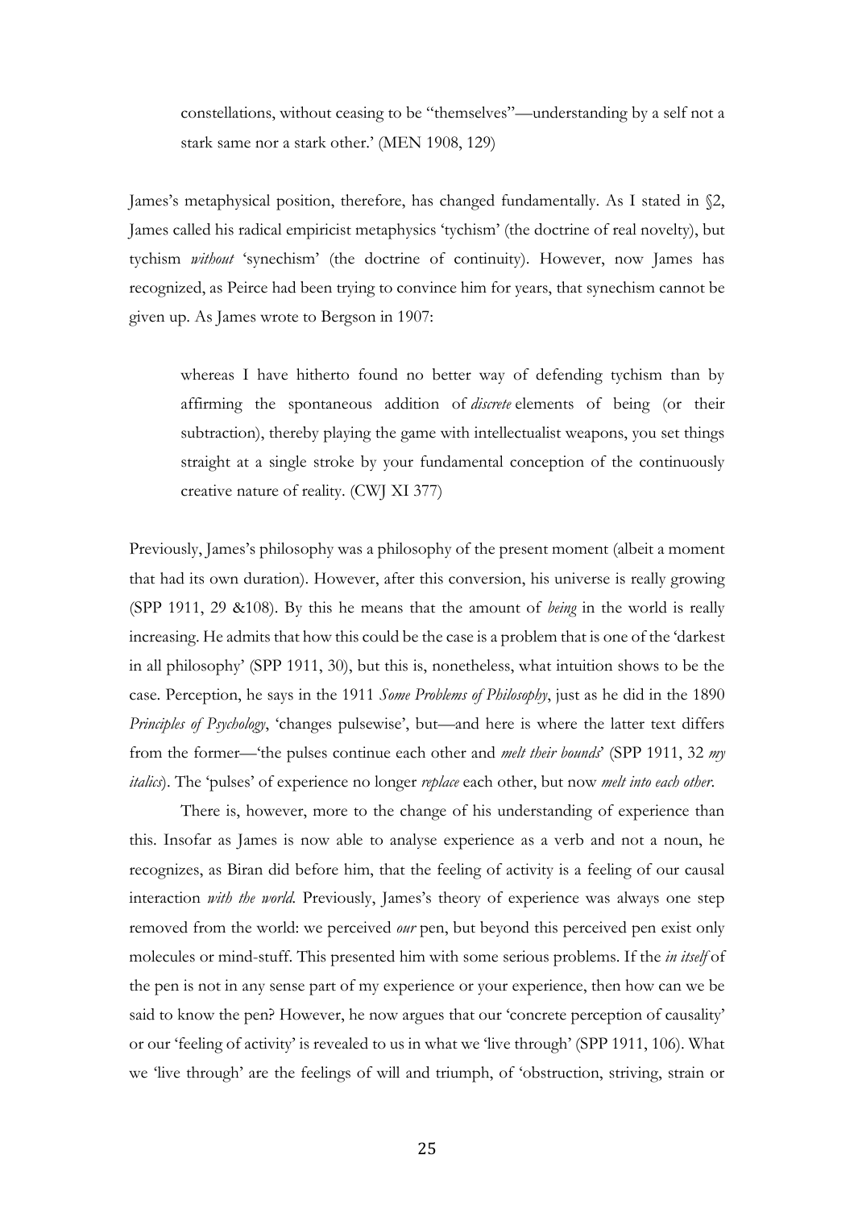constellations, without ceasing to be "themselves"—understanding by a self not a stark same nor a stark other.' (MEN 1908, 129)

James's metaphysical position, therefore, has changed fundamentally. As I stated in §2, James called his radical empiricist metaphysics 'tychism' (the doctrine of real novelty), but tychism *without* 'synechism' (the doctrine of continuity). However, now James has recognized, as Peirce had been trying to convince him for years, that synechism cannot be given up. As James wrote to Bergson in 1907:

> whereas I have hitherto found no better way of defending tychism than by affirming the spontaneous addition of *discrete* elements of being (or their subtraction), thereby playing the game with intellectualist weapons, you set things straight at a single stroke by your fundamental conception of the continuously creative nature of reality. (CWJ XI 377)

Previously, James's philosophy was a philosophy of the present moment (albeit a moment that had its own duration). However, after this conversion, his universe is really growing (SPP 1911, 29 &108). By this he means that the amount of *being* in the world is really increasing. He admits that how this could be the case is a problem that is one of the 'darkest in all philosophy' (SPP 1911, 30), but this is, nonetheless, what intuition shows to be the case. Perception, he says in the 1911 *Some Problems of Philosophy*, just as he did in the 1890 *Principles of Psychology*, 'changes pulsewise', but—and here is where the latter text differs from the former—'the pulses continue each other and *melt their bounds*' (SPP 1911, 32 *my italics*). The 'pulses' of experience no longer *replace* each other, but now *melt into each other*.

There is, however, more to the change of his understanding of experience than this. Insofar as James is now able to analyse experience as a verb and not a noun, he recognizes, as Biran did before him, that the feeling of activity is a feeling of our causal interaction *with the world*. Previously, James's theory of experience was always one step removed from the world: we perceived *our* pen, but beyond this perceived pen exist only molecules or mind-stuff. This presented him with some serious problems. If the *in itself* of the pen is not in any sense part of my experience or your experience, then how can we be said to know the pen? However, he now argues that our 'concrete perception of causality' or our 'feeling of activity' is revealed to us in what we 'live through' (SPP 1911, 106). What we 'live through' are the feelings of will and triumph, of 'obstruction, striving, strain or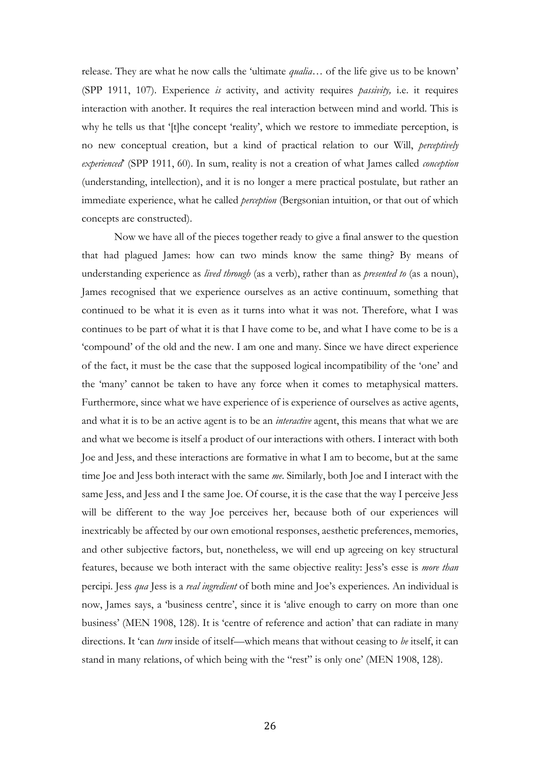release. They are what he now calls the 'ultimate *qualia*… of the life give us to be known' (SPP 1911, 107). Experience *is* activity, and activity requires *passivity,* i.e. it requires interaction with another. It requires the real interaction between mind and world. This is why he tells us that '[t]he concept 'reality', which we restore to immediate perception, is no new conceptual creation, but a kind of practical relation to our Will, *perceptively experienced*' (SPP 1911, 60). In sum, reality is not a creation of what James called *conception* (understanding, intellection), and it is no longer a mere practical postulate, but rather an immediate experience, what he called *perception* (Bergsonian intuition, or that out of which concepts are constructed).

Now we have all of the pieces together ready to give a final answer to the question that had plagued James: how can two minds know the same thing? By means of understanding experience as *lived through* (as a verb), rather than as *presented to* (as a noun), James recognised that we experience ourselves as an active continuum, something that continued to be what it is even as it turns into what it was not. Therefore, what I was continues to be part of what it is that I have come to be, and what I have come to be is a 'compound' of the old and the new. I am one and many. Since we have direct experience of the fact, it must be the case that the supposed logical incompatibility of the 'one' and the 'many' cannot be taken to have any force when it comes to metaphysical matters. Furthermore, since what we have experience of is experience of ourselves as active agents, and what it is to be an active agent is to be an *interactive* agent, this means that what we are and what we become is itself a product of our interactions with others. I interact with both Joe and Jess, and these interactions are formative in what I am to become, but at the same time Joe and Jess both interact with the same *me*. Similarly, both Joe and I interact with the same Jess, and Jess and I the same Joe. Of course, it is the case that the way I perceive Jess will be different to the way Joe perceives her, because both of our experiences will inextricably be affected by our own emotional responses, aesthetic preferences, memories, and other subjective factors, but, nonetheless, we will end up agreeing on key structural features, because we both interact with the same objective reality: Jess's esse is *more than* percipi. Jess *qua* Jess is a *real ingredient* of both mine and Joe's experiences. An individual is now, James says, a 'business centre', since it is 'alive enough to carry on more than one business' (MEN 1908, 128). It is 'centre of reference and action' that can radiate in many directions. It 'can *turn* inside of itself—which means that without ceasing to *be* itself, it can stand in many relations, of which being with the "rest" is only one' (MEN 1908, 128).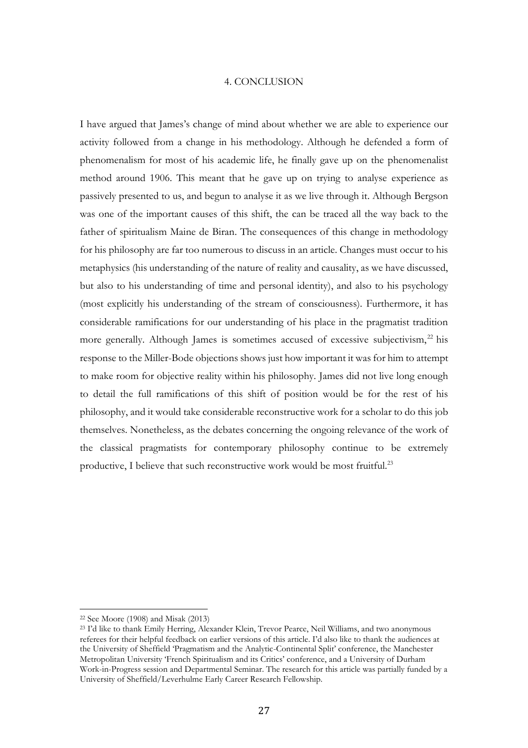## 4. CONCLUSION

I have argued that James's change of mind about whether we are able to experience our activity followed from a change in his methodology. Although he defended a form of phenomenalism for most of his academic life, he finally gave up on the phenomenalist method around 1906. This meant that he gave up on trying to analyse experience as passively presented to us, and begun to analyse it as we live through it. Although Bergson was one of the important causes of this shift, the can be traced all the way back to the father of spiritualism Maine de Biran. The consequences of this change in methodology for his philosophy are far too numerous to discuss in an article. Changes must occur to his metaphysics (his understanding of the nature of reality and causality, as we have discussed, but also to his understanding of time and personal identity), and also to his psychology (most explicitly his understanding of the stream of consciousness). Furthermore, it has considerable ramifications for our understanding of his place in the pragmatist tradition more generally. Although James is sometimes accused of excessive subjectivism,[22] his response to the Miller-Bode objections shows just how important it was for him to attempt to make room for objective reality within his philosophy. James did not live long enough to detail the full ramifications of this shift of position would be for the rest of his philosophy, and it would take considerable reconstructive work for a scholar to do this job themselves. Nonetheless, as the debates concerning the ongoing relevance of the work of the classical pragmatists for contemporary philosophy continue to be extremely productive, I believe that such reconstructive work would be most fruitful.[23]

---

[22] See Moore (1908) and Misak (2013)

[23] I'd like to thank Emily Herring, Alexander Klein, Trevor Pearce, Neil Williams, and two anonymous referees for their helpful feedback on earlier versions of this article. I'd also like to thank the audiences at the University of Sheffield 'Pragmatism and the Analytic-Continental Split' conference, the Manchester Metropolitan University 'French Spiritualism and its Critics' conference, and a University of Durham Work-in-Progress session and Departmental Seminar. The research for this article was partially funded by a University of Sheffield/Leverhulme Early Career Research Fellowship.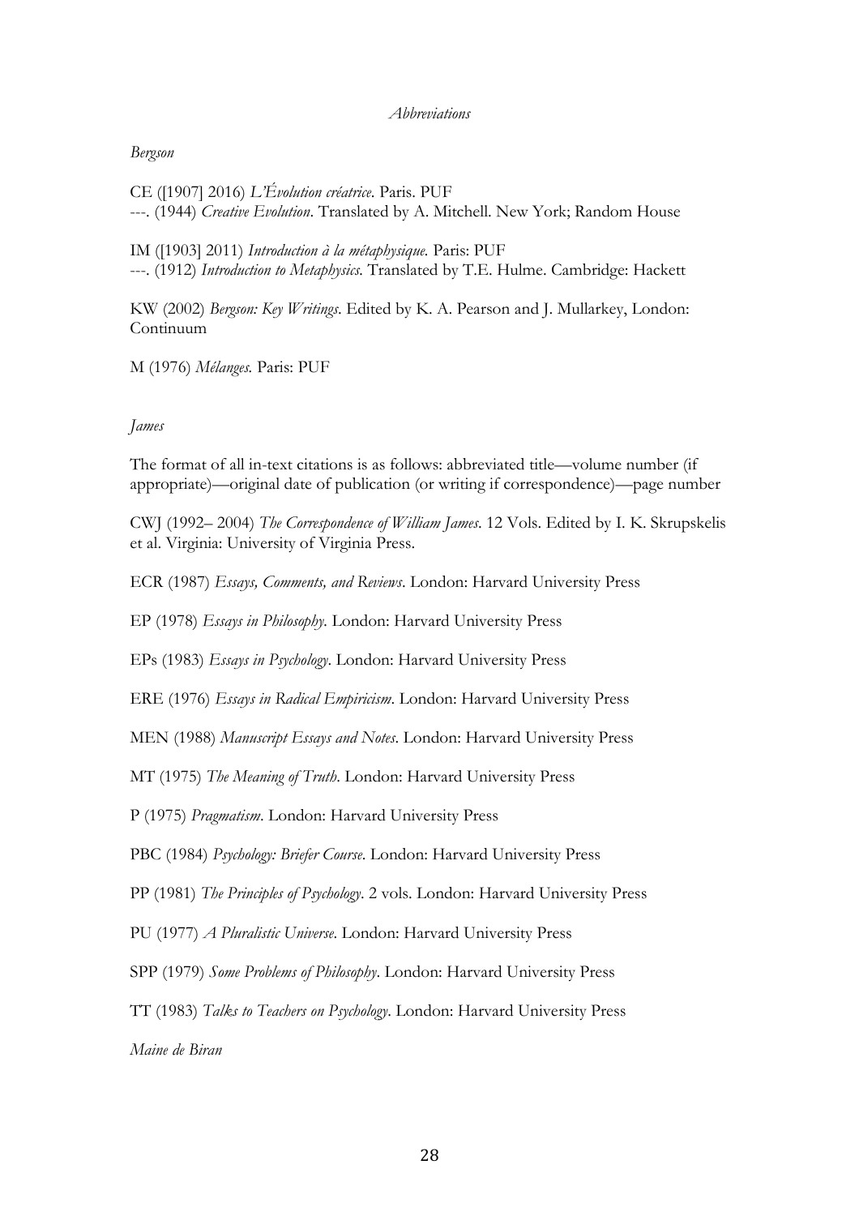*Abbreviations*

*Bergson*

CE ([1907] 2016) *L'Évolution créatrice*. Paris. PUF
---. (1944) *Creative Evolution*. Translated by A. Mitchell. New York; Random House

IM ([1903] 2011) *Introduction à la métaphysique.* Paris: PUF
---. (1912) *Introduction to Metaphysics.* Translated by T.E. Hulme. Cambridge: Hackett

KW (2002) *Bergson: Key Writings*. Edited by K. A. Pearson and J. Mullarkey, London: Continuum

M (1976) *Mélanges.* Paris: PUF

*James*

The format of all in-text citations is as follows: abbreviated title—volume number (if appropriate)—original date of publication (or writing if correspondence)—page number

CWJ (1992– 2004) *The Correspondence of William James*. 12 Vols. Edited by I. K. Skrupskelis et al. Virginia: University of Virginia Press.

ECR (1987) *Essays, Comments, and Reviews*. London: Harvard University Press

EP (1978) *Essays in Philosophy*. London: Harvard University Press

EPs (1983) *Essays in Psychology*. London: Harvard University Press

ERE (1976) *Essays in Radical Empiricism*. London: Harvard University Press

MEN (1988) *Manuscript Essays and Notes*. London: Harvard University Press

MT (1975) *The Meaning of Truth*. London: Harvard University Press

P (1975) *Pragmatism*. London: Harvard University Press

PBC (1984) *Psychology: Briefer Course*. London: Harvard University Press

PP (1981) *The Principles of Psychology*. 2 vols. London: Harvard University Press

PU (1977) *A Pluralistic Universe*. London: Harvard University Press

SPP (1979) *Some Problems of Philosophy*. London: Harvard University Press

TT (1983) *Talks to Teachers on Psychology*. London: Harvard University Press

*Maine de Biran*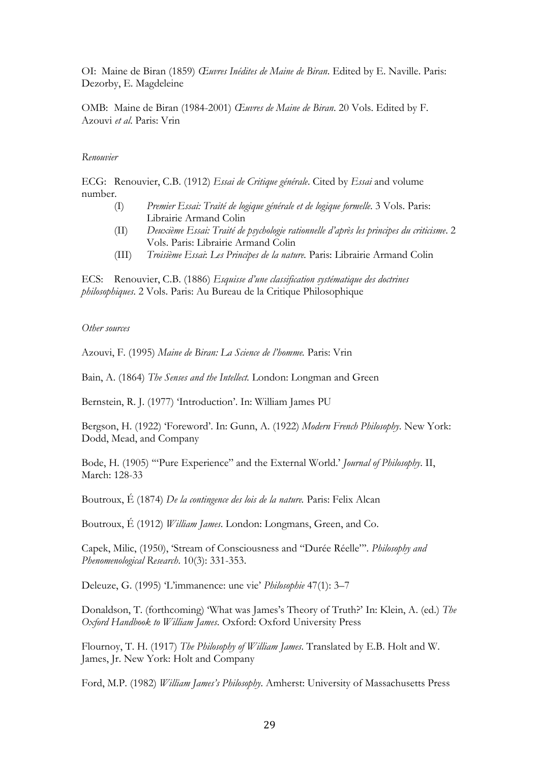OI: Maine de Biran (1859) *Œuvres Inédites de Maine de Biran*. Edited by E. Naville. Paris: Dezorby, E. Magdeleine

OMB: Maine de Biran (1984-2001) *Œuvres de Maine de Biran*. 20 Vols. Edited by F. Azouvi *et al*. Paris: Vrin

*Renouvier*

ECG: Renouvier, C.B. (1912) *Essai de Critique générale*. Cited by *Essai* and volume number.

- (I) *Premier Essai: Traité de logique générale et de logique formelle*. 3 Vols. Paris: Librairie Armand Colin
- (II) *Deuxième Essai: Traité de psychologie rationnelle d'après les principes du criticisme*. 2 Vols. Paris: Librairie Armand Colin
- (III) *Troisième Essai*: *Les Principes de la nature*. Paris: Librairie Armand Colin

ECS: Renouvier, C.B. (1886) *Esquisse d'une classification systématique des doctrines philosophiques*. 2 Vols. Paris: Au Bureau de la Critique Philosophique

*Other sources*

Azouvi, F. (1995) *Maine de Biran: La Science de l'homme.* Paris: Vrin

Bain, A. (1864) *The Senses and the Intellect.* London: Longman and Green

Bernstein, R. J. (1977) 'Introduction'. In: William James PU

Bergson, H. (1922) 'Foreword'. In: Gunn, A. (1922) *Modern French Philosophy*. New York: Dodd, Mead, and Company

Bode, H. (1905) '"Pure Experience" and the External World.' *Journal of Philosophy*. II, March: 128-33

Boutroux, É (1874) *De la contingence des lois de la nature.* Paris: Felix Alcan

Boutroux, É (1912) *William James*. London: Longmans, Green, and Co.

Capek, Milic, (1950), 'Stream of Consciousness and "Durée Réelle"'. *Philosophy and Phenomenological Research*. 10(3): 331-353.

Deleuze, G. (1995) 'L'immanence: une vie' *Philosophie* 47(1): 3–7

Donaldson, T. (forthcoming) 'What was James's Theory of Truth?' In: Klein, A. (ed.) *The Oxford Handbook to William James*. Oxford: Oxford University Press

Flournoy, T. H. (1917) *The Philosophy of William James*. Translated by E.B. Holt and W. James, Jr. New York: Holt and Company

Ford, M.P. (1982) *William James's Philosophy*. Amherst: University of Massachusetts Press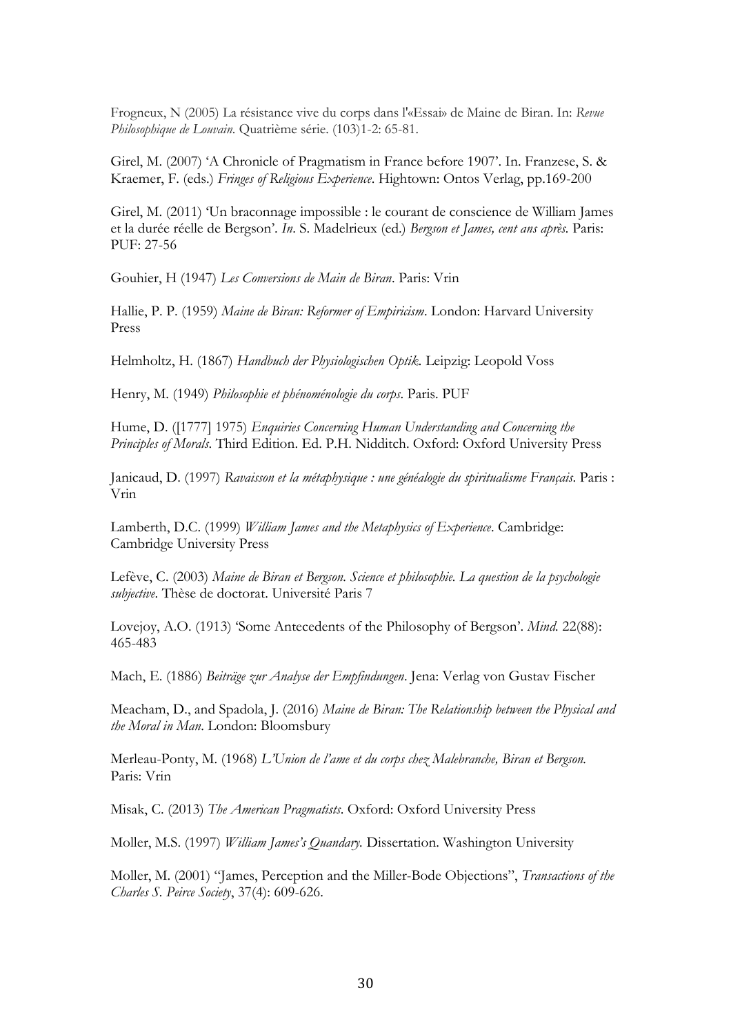Frogneux, N (2005) La résistance vive du corps dans l'«Essai» de Maine de Biran. In: *Revue Philosophique de Louvain.* Quatrième série. (103)1-2: 65-81.

Girel, M. (2007) 'A Chronicle of Pragmatism in France before 1907'. In. Franzese, S. & Kraemer, F. (eds.) *Fringes of Religious Experience*. Hightown: Ontos Verlag, pp.169-200

Girel, M. (2011) 'Un braconnage impossible : le courant de conscience de William James et la durée réelle de Bergson'. *In*. S. Madelrieux (ed.) *Bergson et James, cent ans après.* Paris: PUF: 27-56

Gouhier, H (1947) *Les Conversions de Main de Biran*. Paris: Vrin

Hallie, P. P. (1959) *Maine de Biran: Reformer of Empiricism*. London: Harvard University Press

Helmholtz, H. (1867) *Handbuch der Physiologischen Optik.* Leipzig: Leopold Voss

Henry, M. (1949) *Philosophie et phénoménologie du corps*. Paris. PUF

Hume, D. ([1777] 1975) *Enquiries Concerning Human Understanding and Concerning the Principles of Morals*. Third Edition. Ed. P.H. Nidditch. Oxford: Oxford University Press

Janicaud, D. (1997) *Ravaisson et la métaphysique : une généalogie du spiritualisme Français*. Paris : Vrin

Lamberth, D.C. (1999) *William James and the Metaphysics of Experience*. Cambridge: Cambridge University Press

Lefève, C. (2003) *Maine de Biran et Bergson. Science et philosophie. La question de la psychologie subjective.* Thèse de doctorat. Université Paris 7

Lovejoy, A.O. (1913) 'Some Antecedents of the Philosophy of Bergson'. *Mind.* 22(88): 465-483

Mach, E. (1886) *Beiträge zur Analyse der Empfindungen*. Jena: Verlag von Gustav Fischer

Meacham, D., and Spadola, J. (2016) *Maine de Biran: The Relationship between the Physical and the Moral in Man*. London: Bloomsbury

Merleau-Ponty, M. (1968) *L'Union de l'ame et du corps chez Malebranche, Biran et Bergson.* Paris: Vrin

Misak, C. (2013) *The American Pragmatists*. Oxford: Oxford University Press

Moller, M.S. (1997) *William James's Quandary.* Dissertation. Washington University

Moller, M. (2001) "James, Perception and the Miller-Bode Objections", *Transactions of the Charles S. Peirce Society*, 37(4): 609-626.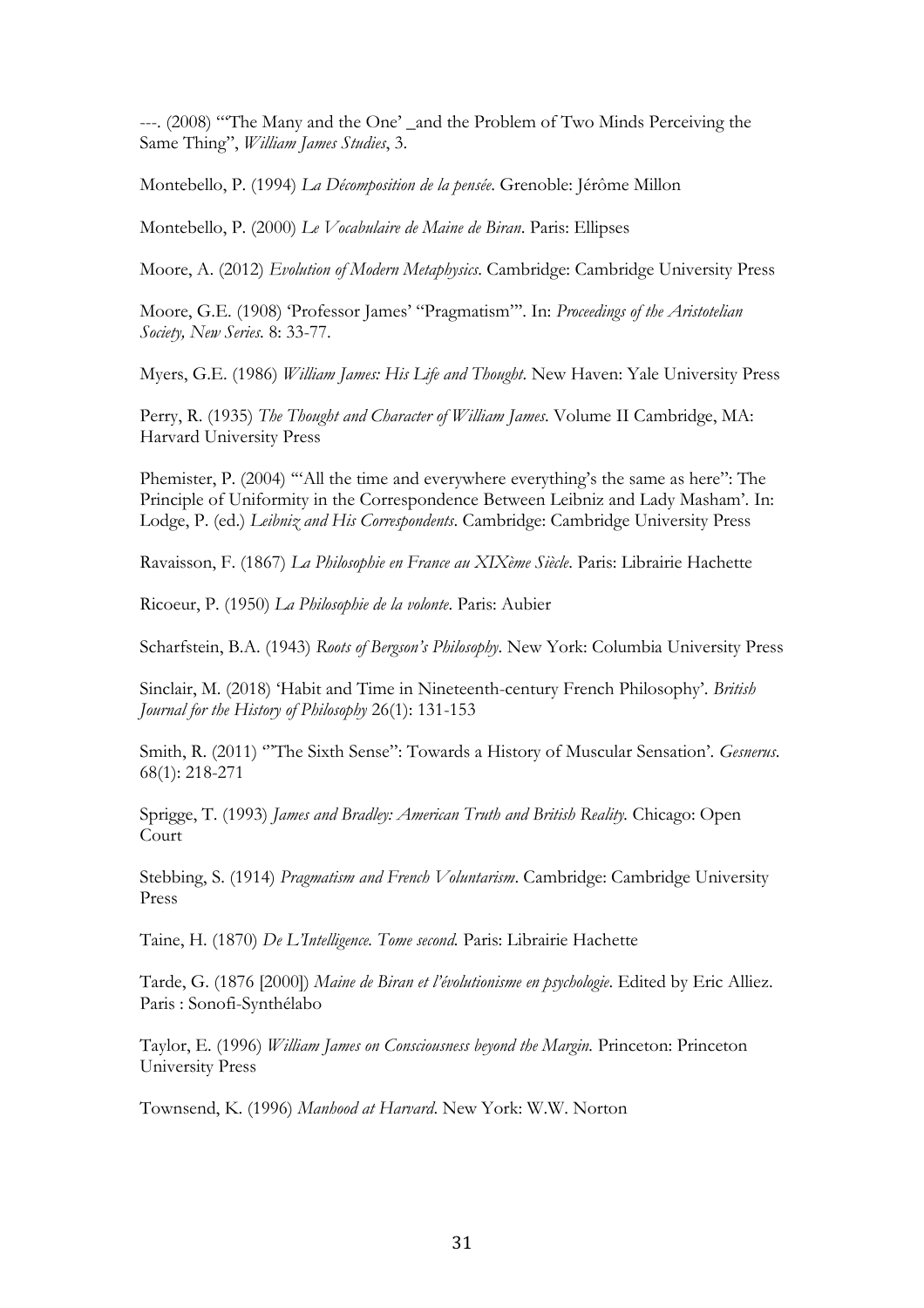---. (2008) "'The Many and the One' _and the Problem of Two Minds Perceiving the Same Thing", *William James Studies*, 3.

Montebello, P. (1994) *La Décomposition de la pensée*. Grenoble: Jérôme Millon

Montebello, P. (2000) *Le Vocabulaire de Maine de Biran*. Paris: Ellipses

Moore, A. (2012) *Evolution of Modern Metaphysics*. Cambridge: Cambridge University Press

Moore, G.E. (1908) 'Professor James' "Pragmatism"'. In: *Proceedings of the Aristotelian Society, New Series*. 8: 33-77.

Myers, G.E. (1986) *William James: His Life and Thought*. New Haven: Yale University Press

Perry, R. (1935) *The Thought and Character of William James*. Volume II Cambridge, MA: Harvard University Press

Phemister, P. (2004) '"All the time and everywhere everything's the same as here": The Principle of Uniformity in the Correspondence Between Leibniz and Lady Masham'. In: Lodge, P. (ed.) *Leibniz and His Correspondents*. Cambridge: Cambridge University Press

Ravaisson, F. (1867) *La Philosophie en France au XIXème Siècle*. Paris: Librairie Hachette

Ricoeur, P. (1950) *La Philosophie de la volonte*. Paris: Aubier

Scharfstein, B.A. (1943) *Roots of Bergson's Philosophy*. New York: Columbia University Press

Sinclair, M. (2018) 'Habit and Time in Nineteenth-century French Philosophy'. *British Journal for the History of Philosophy* 26(1): 131-153

Smith, R. (2011) '"The Sixth Sense": Towards a History of Muscular Sensation'. *Gesnerus*. 68(1): 218-271

Sprigge, T. (1993) *James and Bradley: American Truth and British Reality*. Chicago: Open Court

Stebbing, S. (1914) *Pragmatism and French Voluntarism*. Cambridge: Cambridge University Press

Taine, H. (1870) *De L'Intelligence. Tome second.* Paris: Librairie Hachette

Tarde, G. (1876 [2000]) *Maine de Biran et l'évolutionisme en psychologie*. Edited by Eric Alliez. Paris : Sonofi-Synthélabo

Taylor, E. (1996) *William James on Consciousness beyond the Margin.* Princeton: Princeton University Press

Townsend, K. (1996) *Manhood at Harvard*. New York: W.W. Norton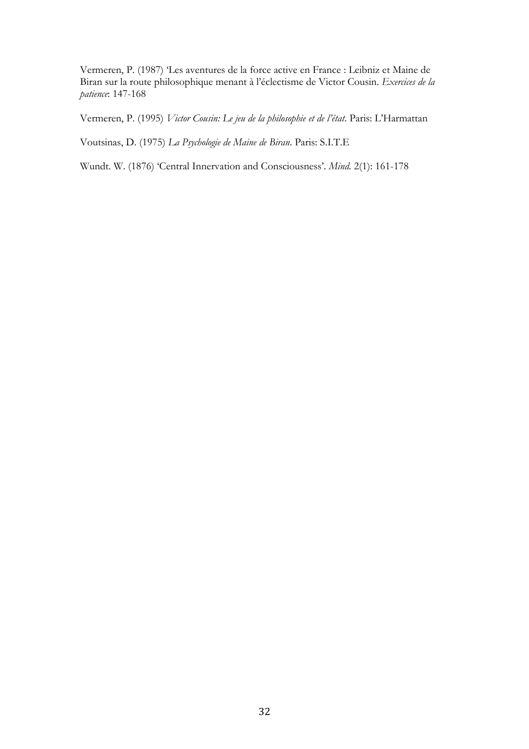Vermeren, P. (1987) 'Les aventures de la force active en France : Leibniz et Maine de Biran sur la route philosophique menant à l'éclectisme de Victor Cousin. *Exercices de la patience*: 147-168

Vermeren, P. (1995) *Victor Cousin: Le jeu de la philosophie et de l'état*. Paris: L'Harmattan

Voutsinas, D. (1975) *La Psychologie de Maine de Biran*. Paris: S.I.T.E

Wundt. W. (1876) 'Central Innervation and Consciousness'. *Mind.* 2(1): 161-178